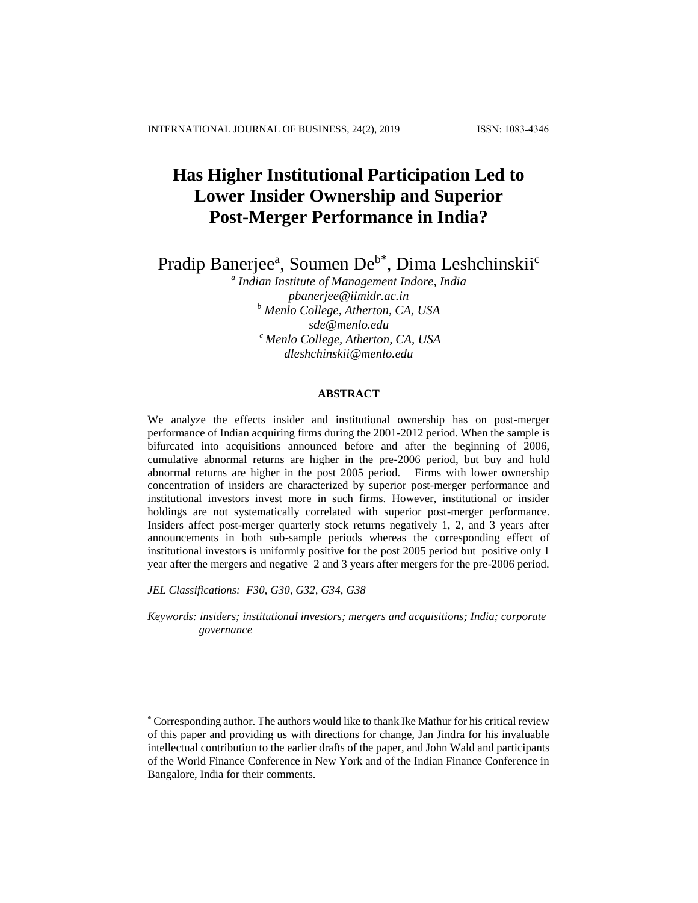# Has Higher Institutional Participation Led to Lower Insider Ownership and Superior Post-Merger Performance in India?

Pradip Banerjee[a], Soumen De[b*], Dima Leshchinskii[c]

[a] *Indian Institute of Management Indore, India*
*pbanerjee@iimidr.ac.in*
[b] *Menlo College, Atherton, CA, USA*
*sde@menlo.edu*
[c] *Menlo College, Atherton, CA, USA*
*dleshchinskii@menlo.edu*

**ABSTRACT**

We analyze the effects insider and institutional ownership has on post-merger performance of Indian acquiring firms during the 2001-2012 period. When the sample is bifurcated into acquisitions announced before and after the beginning of 2006, cumulative abnormal returns are higher in the pre-2006 period, but buy and hold abnormal returns are higher in the post 2005 period. Firms with lower ownership concentration of insiders are characterized by superior post-merger performance and institutional investors invest more in such firms. However, institutional or insider holdings are not systematically correlated with superior post-merger performance. Insiders affect post-merger quarterly stock returns negatively 1, 2, and 3 years after announcements in both sub-sample periods whereas the corresponding effect of institutional investors is uniformly positive for the post 2005 period but positive only 1 year after the mergers and negative 2 and 3 years after mergers for the pre-2006 period.

*JEL Classifications: F30, G30, G32, G34, G38*

*Keywords: insiders; institutional investors; mergers and acquisitions; India; corporate governance*

[*] Corresponding author. The authors would like to thank Ike Mathur for his critical review of this paper and providing us with directions for change, Jan Jindra for his invaluable intellectual contribution to the earlier drafts of the paper, and John Wald and participants of the World Finance Conference in New York and of the Indian Finance Conference in Bangalore, India for their comments.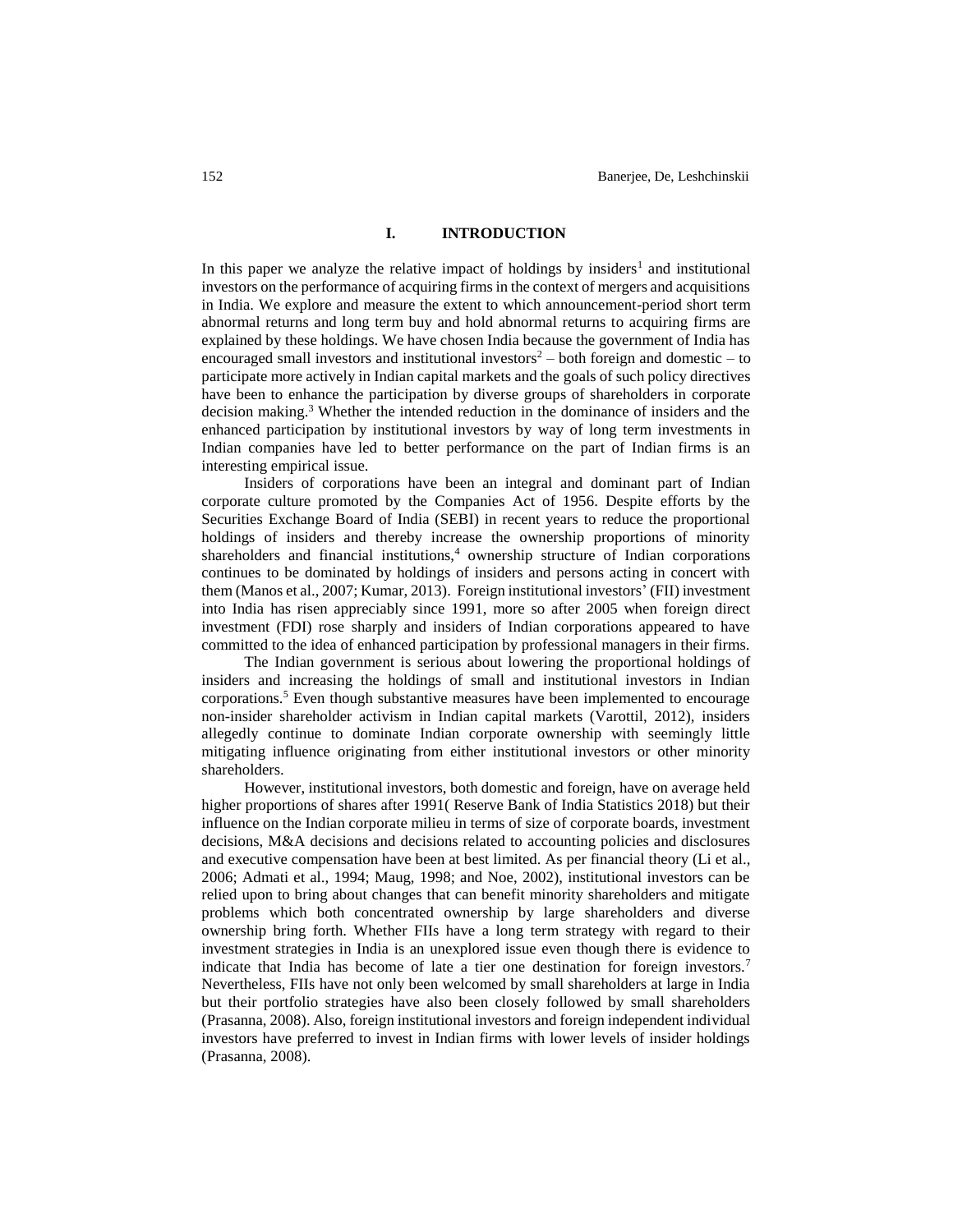## I. INTRODUCTION

In this paper we analyze the relative impact of holdings by insiders[1] and institutional investors on the performance of acquiring firms in the context of mergers and acquisitions in India. We explore and measure the extent to which announcement-period short term abnormal returns and long term buy and hold abnormal returns to acquiring firms are explained by these holdings. We have chosen India because the government of India has encouraged small investors and institutional investors[2] – both foreign and domestic – to participate more actively in Indian capital markets and the goals of such policy directives have been to enhance the participation by diverse groups of shareholders in corporate decision making.[3] Whether the intended reduction in the dominance of insiders and the enhanced participation by institutional investors by way of long term investments in Indian companies have led to better performance on the part of Indian firms is an interesting empirical issue.

Insiders of corporations have been an integral and dominant part of Indian corporate culture promoted by the Companies Act of 1956. Despite efforts by the Securities Exchange Board of India (SEBI) in recent years to reduce the proportional holdings of insiders and thereby increase the ownership proportions of minority shareholders and financial institutions,[4] ownership structure of Indian corporations continues to be dominated by holdings of insiders and persons acting in concert with them (Manos et al., 2007; Kumar, 2013). Foreign institutional investors' (FII) investment into India has risen appreciably since 1991, more so after 2005 when foreign direct investment (FDI) rose sharply and insiders of Indian corporations appeared to have committed to the idea of enhanced participation by professional managers in their firms.

The Indian government is serious about lowering the proportional holdings of insiders and increasing the holdings of small and institutional investors in Indian corporations.[5] Even though substantive measures have been implemented to encourage non-insider shareholder activism in Indian capital markets (Varottil, 2012), insiders allegedly continue to dominate Indian corporate ownership with seemingly little mitigating influence originating from either institutional investors or other minority shareholders.

However, institutional investors, both domestic and foreign, have on average held higher proportions of shares after 1991( Reserve Bank of India Statistics 2018) but their influence on the Indian corporate milieu in terms of size of corporate boards, investment decisions, M&A decisions and decisions related to accounting policies and disclosures and executive compensation have been at best limited. As per financial theory (Li et al., 2006; Admati et al., 1994; Maug, 1998; and Noe, 2002), institutional investors can be relied upon to bring about changes that can benefit minority shareholders and mitigate problems which both concentrated ownership by large shareholders and diverse ownership bring forth. Whether FIIs have a long term strategy with regard to their investment strategies in India is an unexplored issue even though there is evidence to indicate that India has become of late a tier one destination for foreign investors.[7] Nevertheless, FIIs have not only been welcomed by small shareholders at large in India but their portfolio strategies have also been closely followed by small shareholders (Prasanna, 2008). Also, foreign institutional investors and foreign independent individual investors have preferred to invest in Indian firms with lower levels of insider holdings (Prasanna, 2008).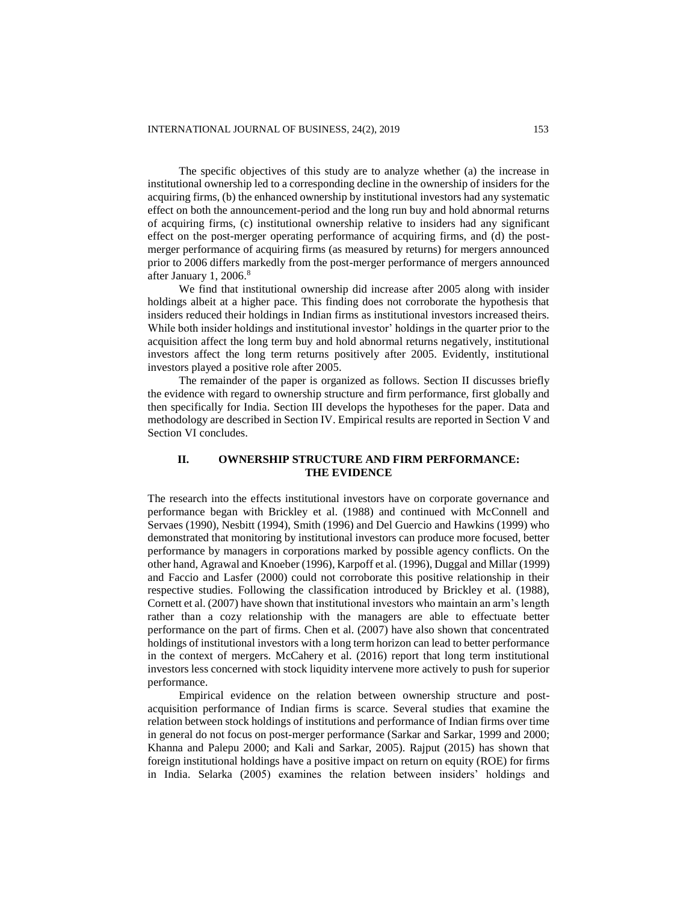The specific objectives of this study are to analyze whether (a) the increase in institutional ownership led to a corresponding decline in the ownership of insiders for the acquiring firms, (b) the enhanced ownership by institutional investors had any systematic effect on both the announcement-period and the long run buy and hold abnormal returns of acquiring firms, (c) institutional ownership relative to insiders had any significant effect on the post-merger operating performance of acquiring firms, and (d) the post-merger performance of acquiring firms (as measured by returns) for mergers announced prior to 2006 differs markedly from the post-merger performance of mergers announced after January 1, 2006.[8]

We find that institutional ownership did increase after 2005 along with insider holdings albeit at a higher pace. This finding does not corroborate the hypothesis that insiders reduced their holdings in Indian firms as institutional investors increased theirs. While both insider holdings and institutional investor' holdings in the quarter prior to the acquisition affect the long term buy and hold abnormal returns negatively, institutional investors affect the long term returns positively after 2005. Evidently, institutional investors played a positive role after 2005.

The remainder of the paper is organized as follows. Section II discusses briefly the evidence with regard to ownership structure and firm performance, first globally and then specifically for India. Section III develops the hypotheses for the paper. Data and methodology are described in Section IV. Empirical results are reported in Section V and Section VI concludes.

## II. OWNERSHIP STRUCTURE AND FIRM PERFORMANCE: THE EVIDENCE

The research into the effects institutional investors have on corporate governance and performance began with Brickley et al. (1988) and continued with McConnell and Servaes (1990), Nesbitt (1994), Smith (1996) and Del Guercio and Hawkins (1999) who demonstrated that monitoring by institutional investors can produce more focused, better performance by managers in corporations marked by possible agency conflicts. On the other hand, Agrawal and Knoeber (1996), Karpoff et al. (1996), Duggal and Millar (1999) and Faccio and Lasfer (2000) could not corroborate this positive relationship in their respective studies. Following the classification introduced by Brickley et al. (1988), Cornett et al. (2007) have shown that institutional investors who maintain an arm's length rather than a cozy relationship with the managers are able to effectuate better performance on the part of firms. Chen et al. (2007) have also shown that concentrated holdings of institutional investors with a long term horizon can lead to better performance in the context of mergers. McCahery et al. (2016) report that long term institutional investors less concerned with stock liquidity intervene more actively to push for superior performance.

Empirical evidence on the relation between ownership structure and post-acquisition performance of Indian firms is scarce. Several studies that examine the relation between stock holdings of institutions and performance of Indian firms over time in general do not focus on post-merger performance (Sarkar and Sarkar, 1999 and 2000; Khanna and Palepu 2000; and Kali and Sarkar, 2005). Rajput (2015) has shown that foreign institutional holdings have a positive impact on return on equity (ROE) for firms in India. Selarka (2005) examines the relation between insiders' holdings and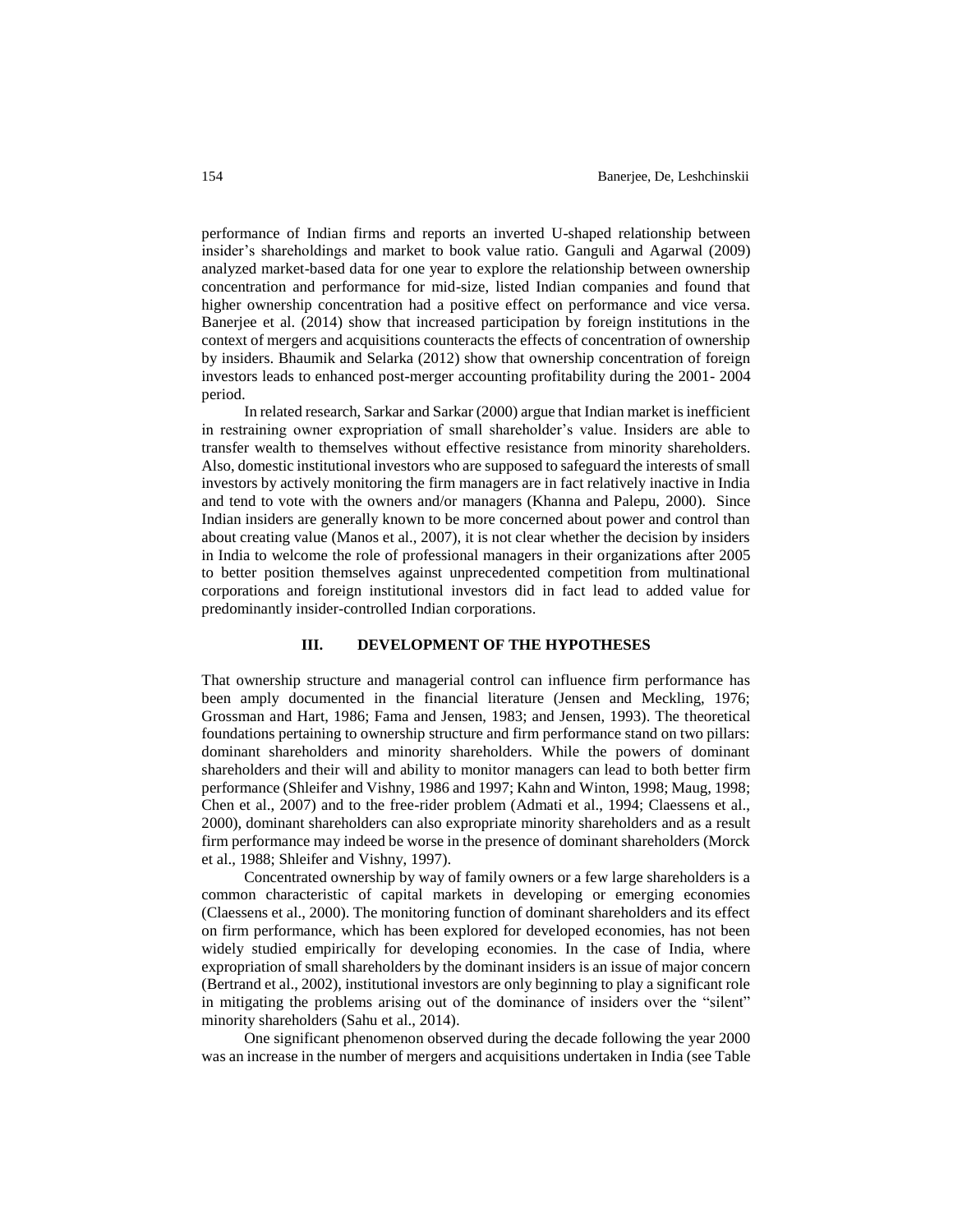performance of Indian firms and reports an inverted U-shaped relationship between insider's shareholdings and market to book value ratio. Ganguli and Agarwal (2009) analyzed market-based data for one year to explore the relationship between ownership concentration and performance for mid-size, listed Indian companies and found that higher ownership concentration had a positive effect on performance and vice versa. Banerjee et al. (2014) show that increased participation by foreign institutions in the context of mergers and acquisitions counteracts the effects of concentration of ownership by insiders. Bhaumik and Selarka (2012) show that ownership concentration of foreign investors leads to enhanced post-merger accounting profitability during the 2001- 2004 period.

In related research, Sarkar and Sarkar (2000) argue that Indian market is inefficient in restraining owner expropriation of small shareholder's value. Insiders are able to transfer wealth to themselves without effective resistance from minority shareholders. Also, domestic institutional investors who are supposed to safeguard the interests of small investors by actively monitoring the firm managers are in fact relatively inactive in India and tend to vote with the owners and/or managers (Khanna and Palepu, 2000). Since Indian insiders are generally known to be more concerned about power and control than about creating value (Manos et al., 2007), it is not clear whether the decision by insiders in India to welcome the role of professional managers in their organizations after 2005 to better position themselves against unprecedented competition from multinational corporations and foreign institutional investors did in fact lead to added value for predominantly insider-controlled Indian corporations.

## III. DEVELOPMENT OF THE HYPOTHESES

That ownership structure and managerial control can influence firm performance has been amply documented in the financial literature (Jensen and Meckling, 1976; Grossman and Hart, 1986; Fama and Jensen, 1983; and Jensen, 1993). The theoretical foundations pertaining to ownership structure and firm performance stand on two pillars: dominant shareholders and minority shareholders. While the powers of dominant shareholders and their will and ability to monitor managers can lead to both better firm performance (Shleifer and Vishny, 1986 and 1997; Kahn and Winton, 1998; Maug, 1998; Chen et al., 2007) and to the free-rider problem (Admati et al., 1994; Claessens et al., 2000), dominant shareholders can also expropriate minority shareholders and as a result firm performance may indeed be worse in the presence of dominant shareholders (Morck et al., 1988; Shleifer and Vishny, 1997).

Concentrated ownership by way of family owners or a few large shareholders is a common characteristic of capital markets in developing or emerging economies (Claessens et al., 2000). The monitoring function of dominant shareholders and its effect on firm performance, which has been explored for developed economies, has not been widely studied empirically for developing economies. In the case of India, where expropriation of small shareholders by the dominant insiders is an issue of major concern (Bertrand et al., 2002), institutional investors are only beginning to play a significant role in mitigating the problems arising out of the dominance of insiders over the "silent" minority shareholders (Sahu et al., 2014).

One significant phenomenon observed during the decade following the year 2000 was an increase in the number of mergers and acquisitions undertaken in India (see Table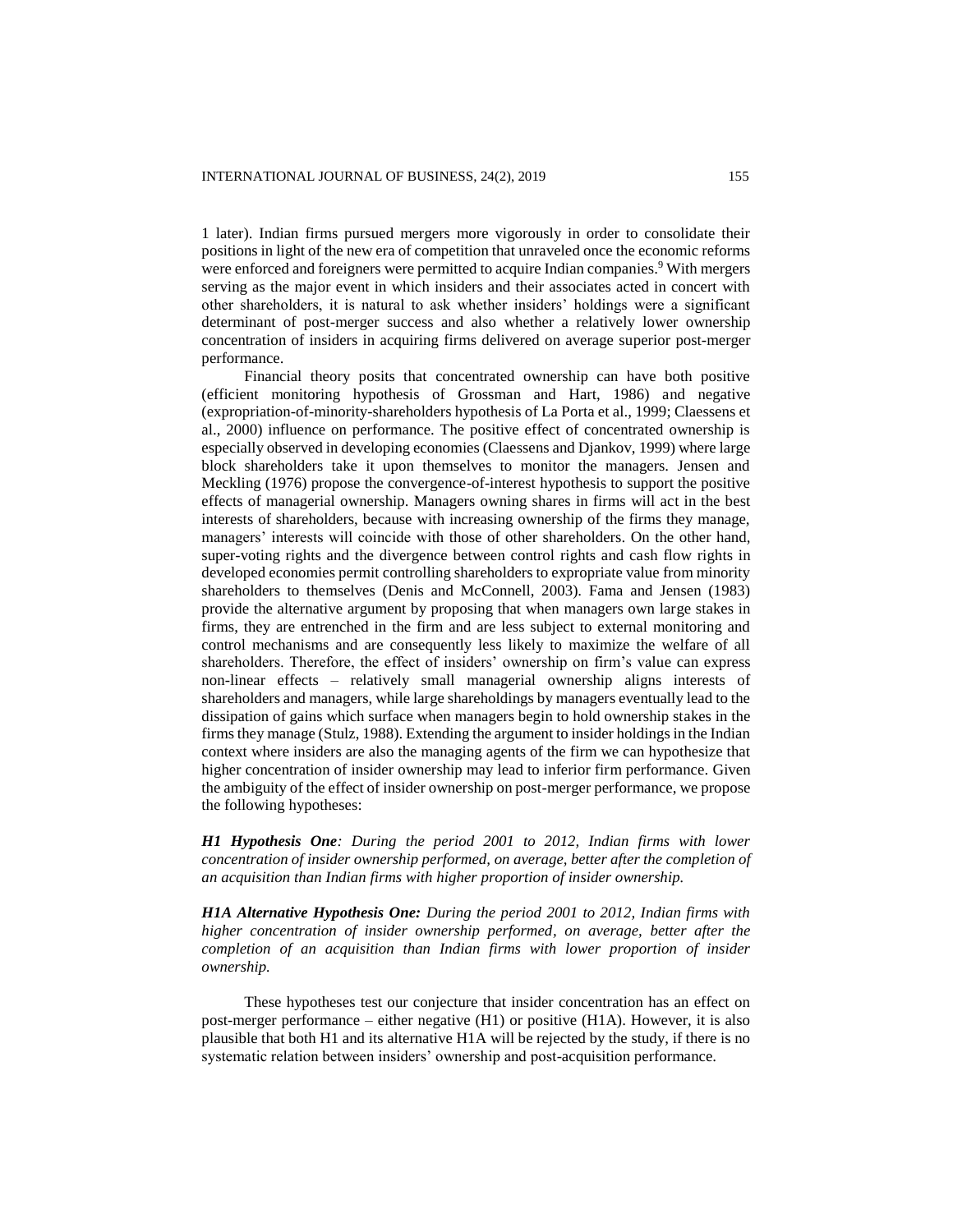1 later). Indian firms pursued mergers more vigorously in order to consolidate their positions in light of the new era of competition that unraveled once the economic reforms were enforced and foreigners were permitted to acquire Indian companies.[9] With mergers serving as the major event in which insiders and their associates acted in concert with other shareholders, it is natural to ask whether insiders' holdings were a significant determinant of post-merger success and also whether a relatively lower ownership concentration of insiders in acquiring firms delivered on average superior post-merger performance.

Financial theory posits that concentrated ownership can have both positive (efficient monitoring hypothesis of Grossman and Hart, 1986) and negative (expropriation-of-minority-shareholders hypothesis of La Porta et al., 1999; Claessens et al., 2000) influence on performance. The positive effect of concentrated ownership is especially observed in developing economies (Claessens and Djankov, 1999) where large block shareholders take it upon themselves to monitor the managers. Jensen and Meckling (1976) propose the convergence-of-interest hypothesis to support the positive effects of managerial ownership. Managers owning shares in firms will act in the best interests of shareholders, because with increasing ownership of the firms they manage, managers' interests will coincide with those of other shareholders. On the other hand, super-voting rights and the divergence between control rights and cash flow rights in developed economies permit controlling shareholders to expropriate value from minority shareholders to themselves (Denis and McConnell, 2003). Fama and Jensen (1983) provide the alternative argument by proposing that when managers own large stakes in firms, they are entrenched in the firm and are less subject to external monitoring and control mechanisms and are consequently less likely to maximize the welfare of all shareholders. Therefore, the effect of insiders' ownership on firm's value can express non-linear effects – relatively small managerial ownership aligns interests of shareholders and managers, while large shareholdings by managers eventually lead to the dissipation of gains which surface when managers begin to hold ownership stakes in the firms they manage (Stulz, 1988). Extending the argument to insider holdings in the Indian context where insiders are also the managing agents of the firm we can hypothesize that higher concentration of insider ownership may lead to inferior firm performance. Given the ambiguity of the effect of insider ownership on post-merger performance, we propose the following hypotheses:

***H1 Hypothesis One**: During the period 2001 to 2012, Indian firms with lower concentration of insider ownership performed, on average, better after the completion of an acquisition than Indian firms with higher proportion of insider ownership.*

***H1A Alternative Hypothesis One:** During the period 2001 to 2012, Indian firms with higher concentration of insider ownership performed, on average, better after the completion of an acquisition than Indian firms with lower proportion of insider ownership.*

These hypotheses test our conjecture that insider concentration has an effect on post-merger performance – either negative (H1) or positive (H1A). However, it is also plausible that both H1 and its alternative H1A will be rejected by the study, if there is no systematic relation between insiders' ownership and post-acquisition performance.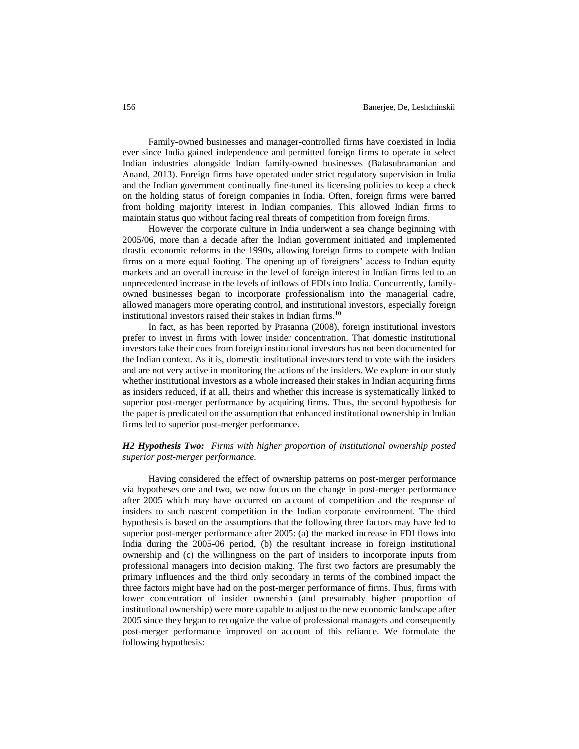Family-owned businesses and manager-controlled firms have coexisted in India ever since India gained independence and permitted foreign firms to operate in select Indian industries alongside Indian family-owned businesses (Balasubramanian and Anand, 2013). Foreign firms have operated under strict regulatory supervision in India and the Indian government continually fine-tuned its licensing policies to keep a check on the holding status of foreign companies in India. Often, foreign firms were barred from holding majority interest in Indian companies. This allowed Indian firms to maintain status quo without facing real threats of competition from foreign firms.

However the corporate culture in India underwent a sea change beginning with 2005/06, more than a decade after the Indian government initiated and implemented drastic economic reforms in the 1990s, allowing foreign firms to compete with Indian firms on a more equal footing. The opening up of foreigners' access to Indian equity markets and an overall increase in the level of foreign interest in Indian firms led to an unprecedented increase in the levels of inflows of FDIs into India. Concurrently, family-owned businesses began to incorporate professionalism into the managerial cadre, allowed managers more operating control, and institutional investors, especially foreign institutional investors raised their stakes in Indian firms.[10]

In fact, as has been reported by Prasanna (2008), foreign institutional investors prefer to invest in firms with lower insider concentration. That domestic institutional investors take their cues from foreign institutional investors has not been documented for the Indian context. As it is, domestic institutional investors tend to vote with the insiders and are not very active in monitoring the actions of the insiders. We explore in our study whether institutional investors as a whole increased their stakes in Indian acquiring firms as insiders reduced, if at all, theirs and whether this increase is systematically linked to superior post-merger performance by acquiring firms. Thus, the second hypothesis for the paper is predicated on the assumption that enhanced institutional ownership in Indian firms led to superior post-merger performance.

***H2 Hypothesis Two:*** *Firms with higher proportion of institutional ownership posted superior post-merger performance.*

Having considered the effect of ownership patterns on post-merger performance via hypotheses one and two, we now focus on the change in post-merger performance after 2005 which may have occurred on account of competition and the response of insiders to such nascent competition in the Indian corporate environment. The third hypothesis is based on the assumptions that the following three factors may have led to superior post-merger performance after 2005: (a) the marked increase in FDI flows into India during the 2005-06 period, (b) the resultant increase in foreign institutional ownership and (c) the willingness on the part of insiders to incorporate inputs from professional managers into decision making. The first two factors are presumably the primary influences and the third only secondary in terms of the combined impact the three factors might have had on the post-merger performance of firms. Thus, firms with lower concentration of insider ownership (and presumably higher proportion of institutional ownership) were more capable to adjust to the new economic landscape after 2005 since they began to recognize the value of professional managers and consequently post-merger performance improved on account of this reliance. We formulate the following hypothesis: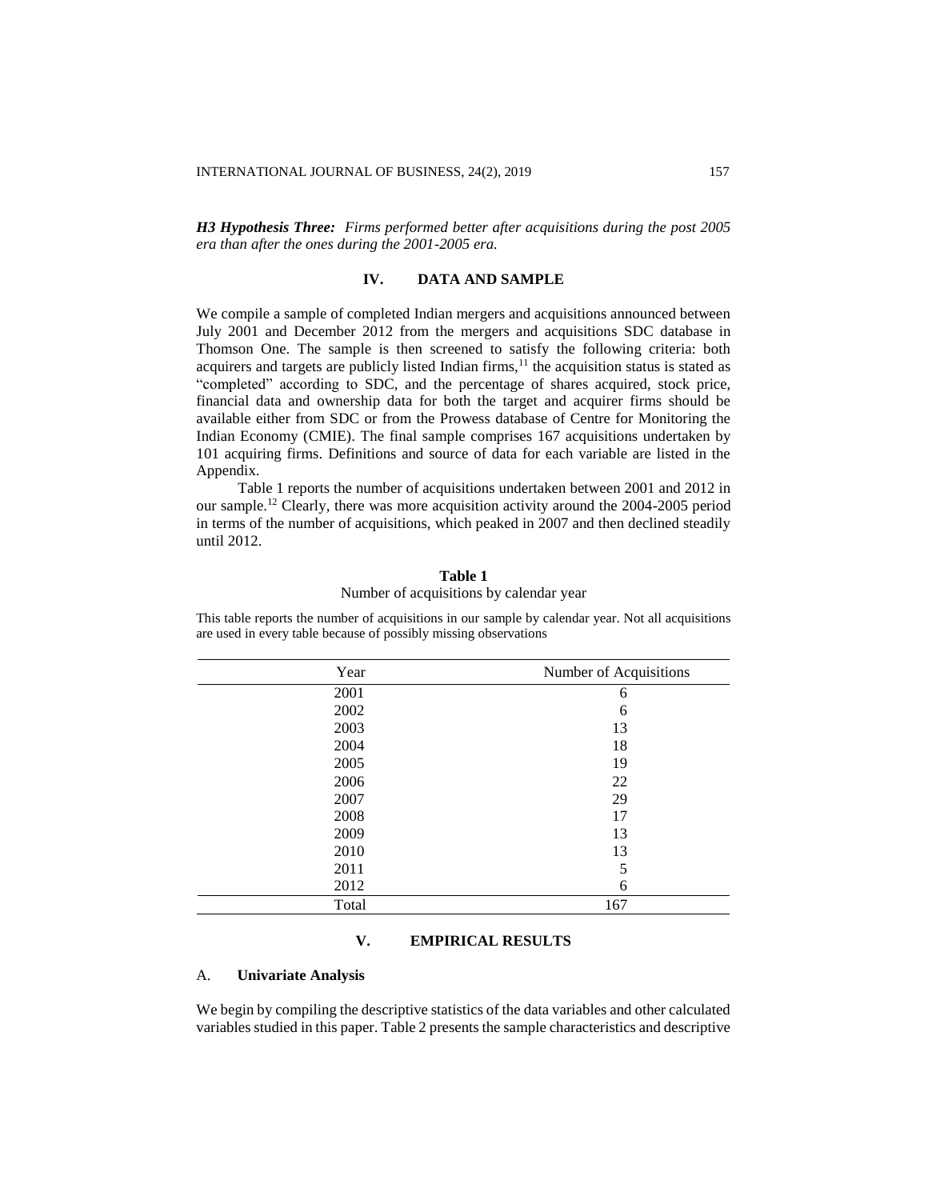***H3 Hypothesis Three:*** *Firms performed better after acquisitions during the post 2005 era than after the ones during the 2001-2005 era.*

## IV. DATA AND SAMPLE

We compile a sample of completed Indian mergers and acquisitions announced between July 2001 and December 2012 from the mergers and acquisitions SDC database in Thomson One. The sample is then screened to satisfy the following criteria: both acquirers and targets are publicly listed Indian firms,[11] the acquisition status is stated as "completed" according to SDC, and the percentage of shares acquired, stock price, financial data and ownership data for both the target and acquirer firms should be available either from SDC or from the Prowess database of Centre for Monitoring the Indian Economy (CMIE). The final sample comprises 167 acquisitions undertaken by 101 acquiring firms. Definitions and source of data for each variable are listed in the Appendix.

Table 1 reports the number of acquisitions undertaken between 2001 and 2012 in our sample.[12] Clearly, there was more acquisition activity around the 2004-2005 period in terms of the number of acquisitions, which peaked in 2007 and then declined steadily until 2012.

**Table 1**

Number of acquisitions by calendar year

This table reports the number of acquisitions in our sample by calendar year. Not all acquisitions are used in every table because of possibly missing observations

| Year | Number of Acquisitions |
|---|---|
| 2001 | 6 |
| 2002 | 6 |
| 2003 | 13 |
| 2004 | 18 |
| 2005 | 19 |
| 2006 | 22 |
| 2007 | 29 |
| 2008 | 17 |
| 2009 | 13 |
| 2010 | 13 |
| 2011 | 5 |
| 2012 | 6 |
| Total | 167 |

## V. EMPIRICAL RESULTS

### A. Univariate Analysis

We begin by compiling the descriptive statistics of the data variables and other calculated variables studied in this paper. Table 2 presents the sample characteristics and descriptive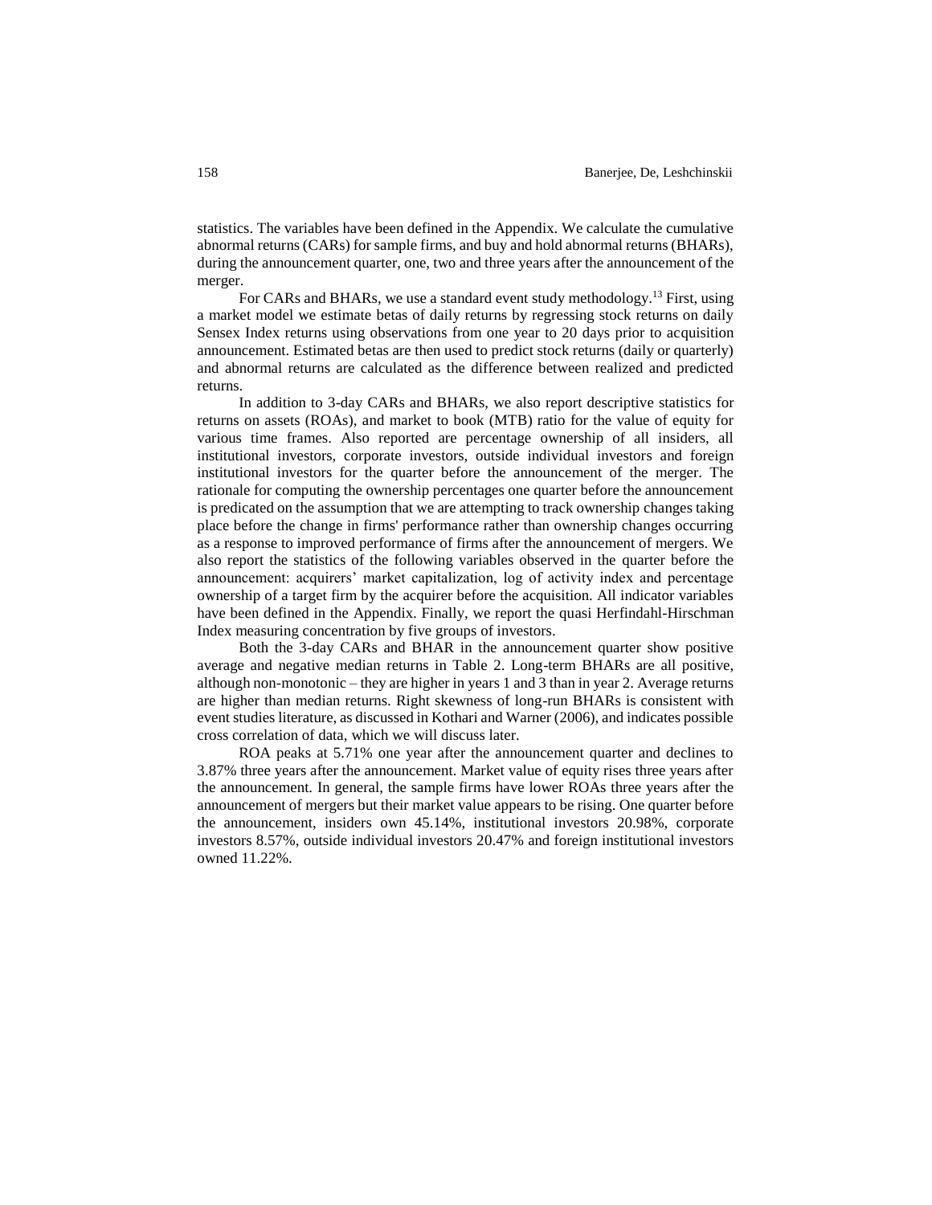statistics. The variables have been defined in the Appendix. We calculate the cumulative abnormal returns (CARs) for sample firms, and buy and hold abnormal returns (BHARs), during the announcement quarter, one, two and three years after the announcement of the merger.

For CARs and BHARs, we use a standard event study methodology.[13] First, using a market model we estimate betas of daily returns by regressing stock returns on daily Sensex Index returns using observations from one year to 20 days prior to acquisition announcement. Estimated betas are then used to predict stock returns (daily or quarterly) and abnormal returns are calculated as the difference between realized and predicted returns.

In addition to 3-day CARs and BHARs, we also report descriptive statistics for returns on assets (ROAs), and market to book (MTB) ratio for the value of equity for various time frames. Also reported are percentage ownership of all insiders, all institutional investors, corporate investors, outside individual investors and foreign institutional investors for the quarter before the announcement of the merger. The rationale for computing the ownership percentages one quarter before the announcement is predicated on the assumption that we are attempting to track ownership changes taking place before the change in firms' performance rather than ownership changes occurring as a response to improved performance of firms after the announcement of mergers. We also report the statistics of the following variables observed in the quarter before the announcement: acquirers' market capitalization, log of activity index and percentage ownership of a target firm by the acquirer before the acquisition. All indicator variables have been defined in the Appendix. Finally, we report the quasi Herfindahl-Hirschman Index measuring concentration by five groups of investors.

Both the 3-day CARs and BHAR in the announcement quarter show positive average and negative median returns in Table 2. Long-term BHARs are all positive, although non-monotonic – they are higher in years 1 and 3 than in year 2. Average returns are higher than median returns. Right skewness of long-run BHARs is consistent with event studies literature, as discussed in Kothari and Warner (2006), and indicates possible cross correlation of data, which we will discuss later.

ROA peaks at 5.71% one year after the announcement quarter and declines to 3.87% three years after the announcement. Market value of equity rises three years after the announcement. In general, the sample firms have lower ROAs three years after the announcement of mergers but their market value appears to be rising. One quarter before the announcement, insiders own 45.14%, institutional investors 20.98%, corporate investors 8.57%, outside individual investors 20.47% and foreign institutional investors owned 11.22%.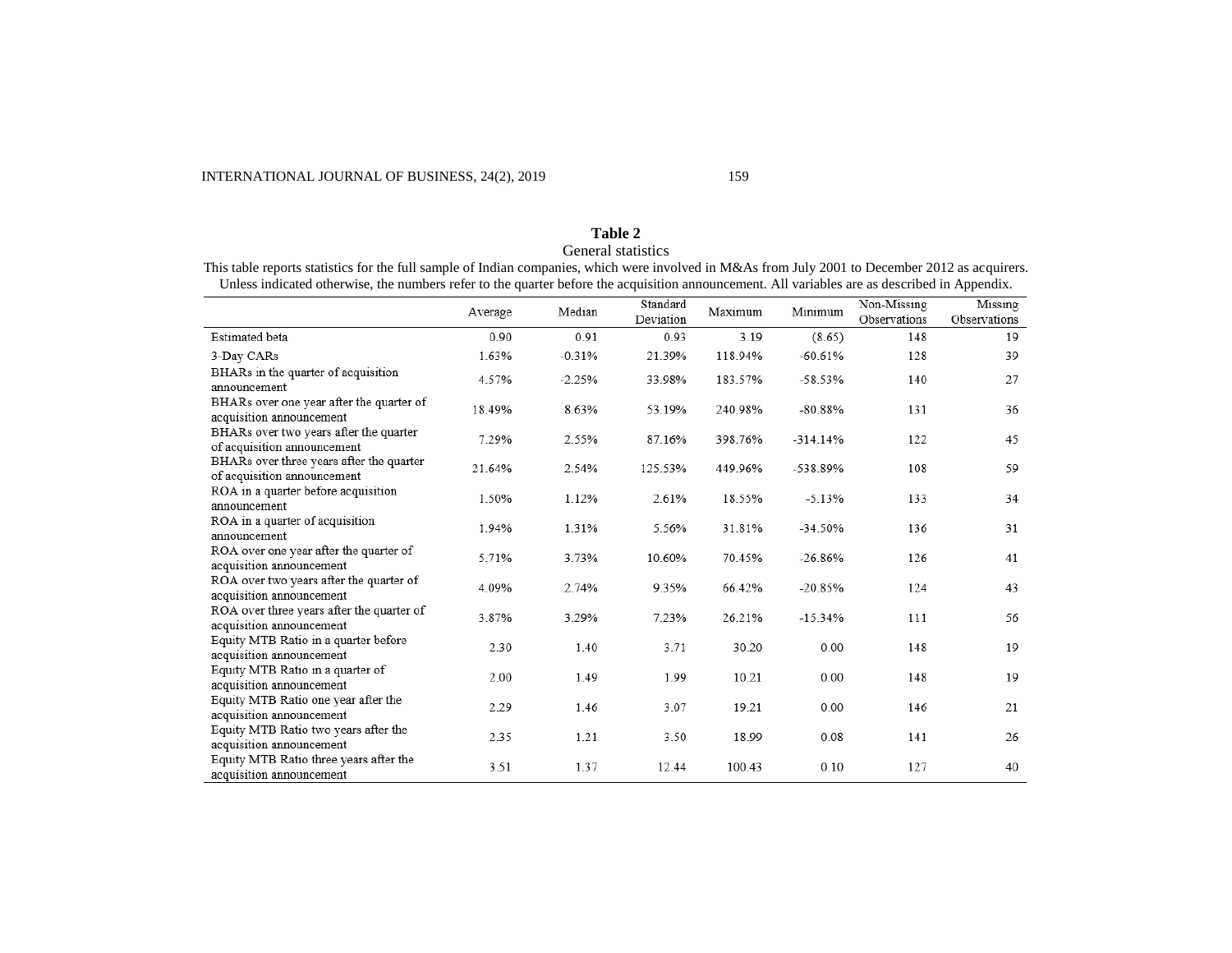**Table 2**

General statistics

This table reports statistics for the full sample of Indian companies, which were involved in M&As from July 2001 to December 2012 as acquirers. Unless indicated otherwise, the numbers refer to the quarter before the acquisition announcement. All variables are as described in Appendix.

| | Average | Median | Standard Deviation | Maximum | Minimum | Non-Missing Observations | Missing Observations |
|---|---|---|---|---|---|---|---|
| Estimated beta | 0.90 | 0.91 | 0.93 | 3.19 | (8.65) | 148 | 19 |
| 3-Day CARs | 1.63% | -0.31% | 21.39% | 118.94% | -60.61% | 128 | 39 |
| BHARs in the quarter of acquisition announcement | 4.57% | -2.25% | 33.98% | 183.57% | -58.53% | 140 | 27 |
| BHARs over one year after the quarter of acquisition announcement | 18.49% | 8.63% | 53.19% | 240.98% | -80.88% | 131 | 36 |
| BHARs over two years after the quarter of acquisition announcement | 7.29% | 2.55% | 87.16% | 398.76% | -314.14% | 122 | 45 |
| BHARs over three years after the quarter of acquisition announcement | 21.64% | 2.54% | 125.53% | 449.96% | -538.89% | 108 | 59 |
| ROA in a quarter before acquisition announcement | 1.50% | 1.12% | 2.61% | 18.55% | -5.13% | 133 | 34 |
| ROA in a quarter of acquisition announcement | 1.94% | 1.31% | 5.56% | 31.81% | -34.50% | 136 | 31 |
| ROA over one year after the quarter of acquisition announcement | 5.71% | 3.73% | 10.60% | 70.45% | -26.86% | 126 | 41 |
| ROA over two years after the quarter of acquisition announcement | 4.09% | 2.74% | 9.35% | 66.42% | -20.85% | 124 | 43 |
| ROA over three years after the quarter of acquisition announcement | 3.87% | 3.29% | 7.23% | 26.21% | -15.34% | 111 | 56 |
| Equity MTB Ratio in a quarter before acquisition announcement | 2.30 | 1.40 | 3.71 | 30.20 | 0.00 | 148 | 19 |
| Equity MTB Ratio in a quarter of acquisition announcement | 2.00 | 1.49 | 1.99 | 10.21 | 0.00 | 148 | 19 |
| Equity MTB Ratio one year after the acquisition announcement | 2.29 | 1.46 | 3.07 | 19.21 | 0.00 | 146 | 21 |
| Equity MTB Ratio two years after the acquisition announcement | 2.35 | 1.21 | 3.50 | 18.99 | 0.08 | 141 | 26 |
| Equity MTB Ratio three years after the acquisition announcement | 3.51 | 1.37 | 12.44 | 100.43 | 0.10 | 127 | 40 |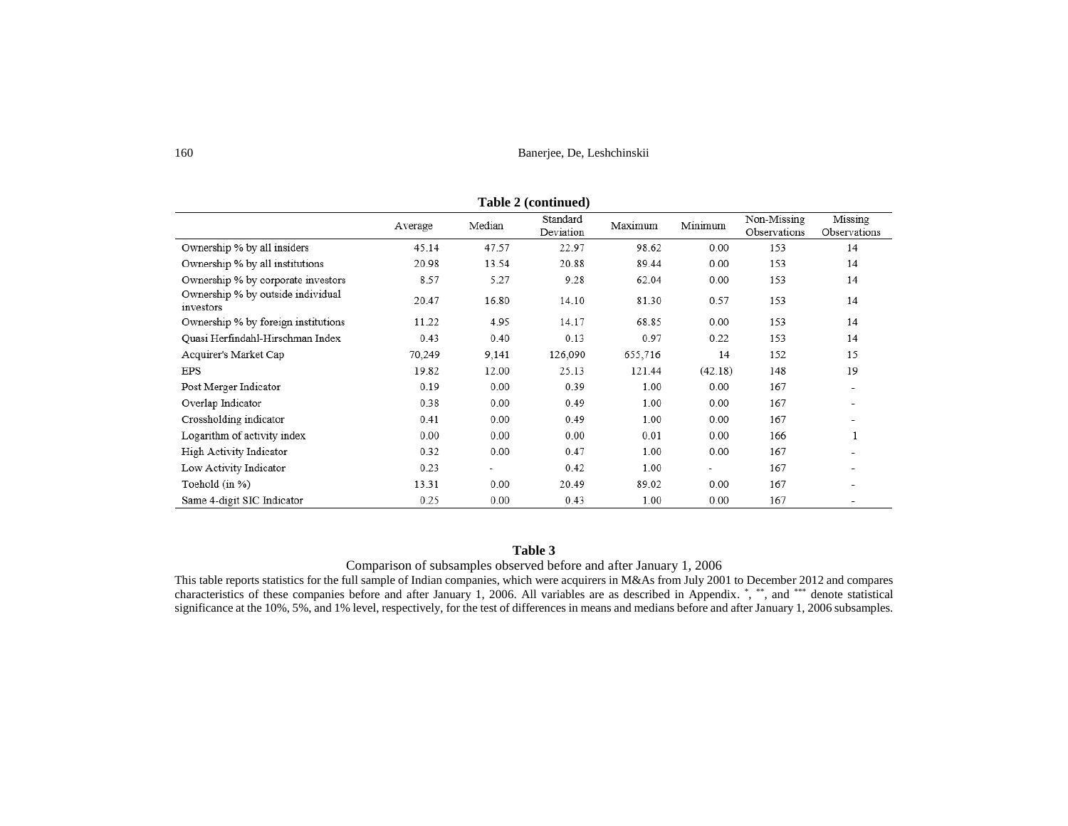**Table 2 (continued)**

| | Average | Median | Standard Deviation | Maximum | Minimum | Non-Missing Observations | Missing Observations |
|---|---|---|---|---|---|---|---|
| Ownership % by all insiders | 45.14 | 47.57 | 22.97 | 98.62 | 0.00 | 153 | 14 |
| Ownership % by all institutions | 20.98 | 13.54 | 20.88 | 89.44 | 0.00 | 153 | 14 |
| Ownership % by corporate investors | 8.57 | 5.27 | 9.28 | 62.04 | 0.00 | 153 | 14 |
| Ownership % by outside individual investors | 20.47 | 16.80 | 14.10 | 81.30 | 0.57 | 153 | 14 |
| Ownership % by foreign institutions | 11.22 | 4.95 | 14.17 | 68.85 | 0.00 | 153 | 14 |
| Quasi Herfindahl-Hirschman Index | 0.43 | 0.40 | 0.13 | 0.97 | 0.22 | 153 | 14 |
| Acquirer's Market Cap | 70,249 | 9,141 | 126,090 | 655,716 | 14 | 152 | 15 |
| EPS | 19.82 | 12.00 | 25.13 | 121.44 | (42.18) | 148 | 19 |
| Post Merger Indicator | 0.19 | 0.00 | 0.39 | 1.00 | 0.00 | 167 | - |
| Overlap Indicator | 0.38 | 0.00 | 0.49 | 1.00 | 0.00 | 167 | - |
| Crossholding indicator | 0.41 | 0.00 | 0.49 | 1.00 | 0.00 | 167 | - |
| Logarithm of activity index | 0.00 | 0.00 | 0.00 | 0.01 | 0.00 | 166 | 1 |
| High Activity Indicator | 0.32 | 0.00 | 0.47 | 1.00 | 0.00 | 167 | - |
| Low Activity Indicator | 0.23 | - | 0.42 | 1.00 | - | 167 | - |
| Toehold (in %) | 13.31 | 0.00 | 20.49 | 89.02 | 0.00 | 167 | - |
| Same 4-digit SIC Indicator | 0.25 | 0.00 | 0.43 | 1.00 | 0.00 | 167 | - |

**Table 3**

Comparison of subsamples observed before and after January 1, 2006

This table reports statistics for the full sample of Indian companies, which were acquirers in M&As from July 2001 to December 2012 and compares characteristics of these companies before and after January 1, 2006. All variables are as described in Appendix. *, **, and *** denote statistical significance at the 10%, 5%, and 1% level, respectively, for the test of differences in means and medians before and after January 1, 2006 subsamples.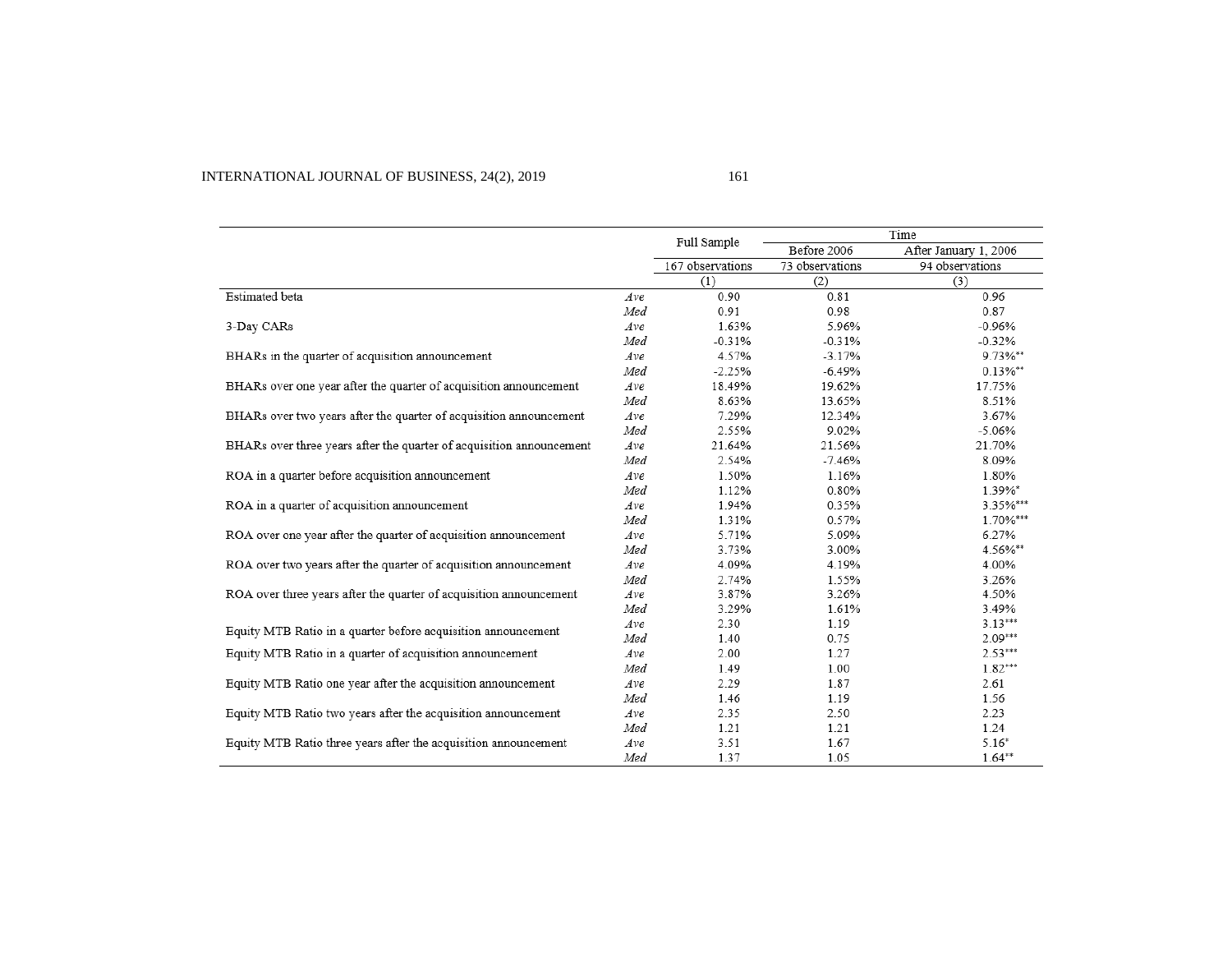| | | Full Sample | Time | |
|---|---|---|---|---|
| | | | Before 2006 | After January 1, 2006 |
| | | 167 observations | 73 observations | 94 observations |
| | | (1) | (2) | (3) |
| Estimated beta | *Ave* | 0.90 | 0.81 | 0.96 |
| | *Med* | 0.91 | 0.98 | 0.87 |
| 3-Day CARs | *Ave* | 1.63% | 5.96% | -0.96% |
| | *Med* | -0.31% | -0.31% | -0.32% |
| BHARs in the quarter of acquisition announcement | *Ave* | 4.57% | -3.17% | 9.73%** |
| | *Med* | -2.25% | -6.49% | 0.13%** |
| BHARs over one year after the quarter of acquisition announcement | *Ave* | 18.49% | 19.62% | 17.75% |
| | *Med* | 8.63% | 13.65% | 8.51% |
| BHARs over two years after the quarter of acquisition announcement | *Ave* | 7.29% | 12.34% | 3.67% |
| | *Med* | 2.55% | 9.02% | -5.06% |
| BHARs over three years after the quarter of acquisition announcement | *Ave* | 21.64% | 21.56% | 21.70% |
| | *Med* | 2.54% | -7.46% | 8.09% |
| ROA in a quarter before acquisition announcement | *Ave* | 1.50% | 1.16% | 1.80% |
| | *Med* | 1.12% | 0.80% | 1.39%* |
| ROA in a quarter of acquisition announcement | *Ave* | 1.94% | 0.35% | 3.35%*** |
| | *Med* | 1.31% | 0.57% | 1.70%*** |
| ROA over one year after the quarter of acquisition announcement | *Ave* | 5.71% | 5.09% | 6.27% |
| | *Med* | 3.73% | 3.00% | 4.56%** |
| ROA over two years after the quarter of acquisition announcement | *Ave* | 4.09% | 4.19% | 4.00% |
| | *Med* | 2.74% | 1.55% | 3.26% |
| ROA over three years after the quarter of acquisition announcement | *Ave* | 3.87% | 3.26% | 4.50% |
| | *Med* | 3.29% | 1.61% | 3.49% |
| Equity MTB Ratio in a quarter before acquisition announcement | *Ave* | 2.30 | 1.19 | 3.13*** |
| | *Med* | 1.40 | 0.75 | 2.09*** |
| Equity MTB Ratio in a quarter of acquisition announcement | *Ave* | 2.00 | 1.27 | 2.53*** |
| | *Med* | 1.49 | 1.00 | 1.82*** |
| Equity MTB Ratio one year after the acquisition announcement | *Ave* | 2.29 | 1.87 | 2.61 |
| | *Med* | 1.46 | 1.19 | 1.56 |
| Equity MTB Ratio two years after the acquisition announcement | *Ave* | 2.35 | 2.50 | 2.23 |
| | *Med* | 1.21 | 1.21 | 1.24 |
| Equity MTB Ratio three years after the acquisition announcement | *Ave* | 3.51 | 1.67 | 5.16* |
| | *Med* | 1.37 | 1.05 | 1.64** |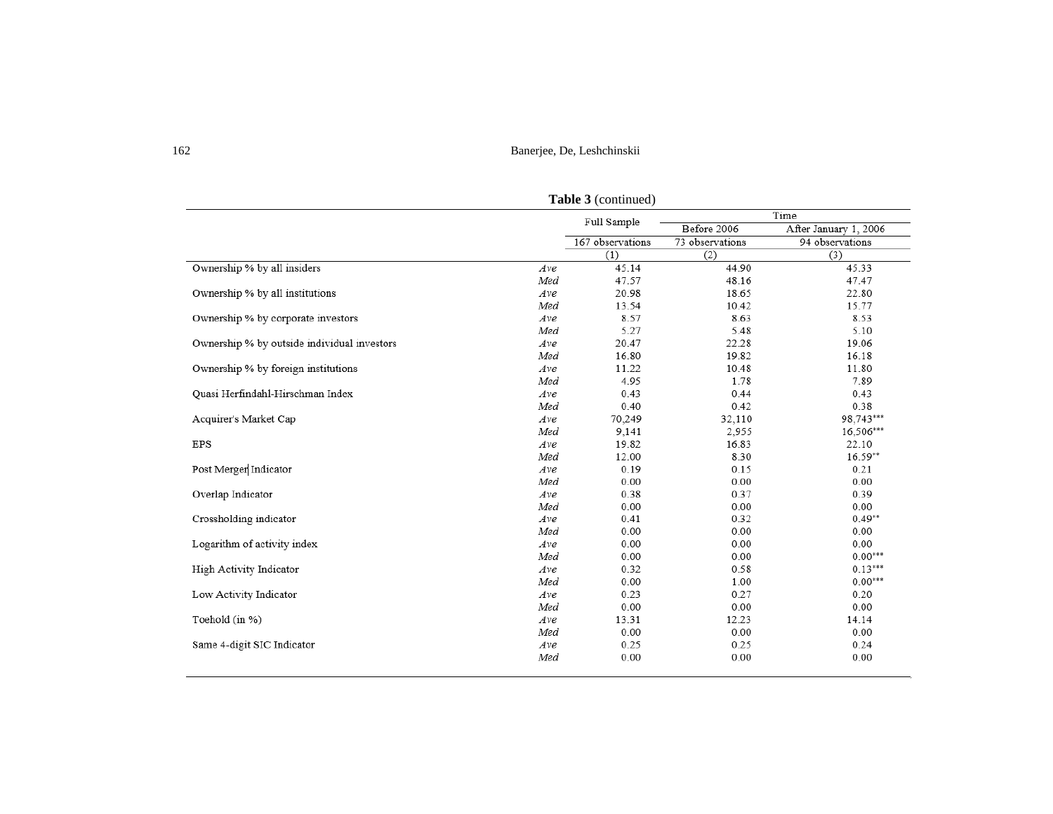**Table 3** (continued)

| | | Full Sample | Time | |
|---|---|---|---|---|
| | | | Before 2006 | After January 1, 2006 |
| | | 167 observations | 73 observations | 94 observations |
| | | (1) | (2) | (3) |
| Ownership % by all insiders | *Ave* | 45.14 | 44.90 | 45.33 |
| | *Med* | 47.57 | 48.16 | 47.47 |
| Ownership % by all institutions | *Ave* | 20.98 | 18.65 | 22.80 |
| | *Med* | 13.54 | 10.42 | 15.77 |
| Ownership % by corporate investors | *Ave* | 8.57 | 8.63 | 8.53 |
| | *Med* | 5.27 | 5.48 | 5.10 |
| Ownership % by outside individual investors | *Ave* | 20.47 | 22.28 | 19.06 |
| | *Med* | 16.80 | 19.82 | 16.18 |
| Ownership % by foreign institutions | *Ave* | 11.22 | 10.48 | 11.80 |
| | *Med* | 4.95 | 1.78 | 7.89 |
| Quasi Herfindahl-Hirschman Index | *Ave* | 0.43 | 0.44 | 0.43 |
| | *Med* | 0.40 | 0.42 | 0.38 |
| Acquirer's Market Cap | *Ave* | 70,249 | 32,110 | 98,743*** |
| | *Med* | 9,141 | 2,955 | 16,506*** |
| EPS | *Ave* | 19.82 | 16.83 | 22.10 |
| | *Med* | 12.00 | 8.30 | 16.59** |
| Post Merger Indicator | *Ave* | 0.19 | 0.15 | 0.21 |
| | *Med* | 0.00 | 0.00 | 0.00 |
| Overlap Indicator | *Ave* | 0.38 | 0.37 | 0.39 |
| | *Med* | 0.00 | 0.00 | 0.00 |
| Crossholding indicator | *Ave* | 0.41 | 0.32 | 0.49** |
| | *Med* | 0.00 | 0.00 | 0.00 |
| Logarithm of activity index | *Ave* | 0.00 | 0.00 | 0.00 |
| | *Med* | 0.00 | 0.00 | 0.00*** |
| High Activity Indicator | *Ave* | 0.32 | 0.58 | 0.13*** |
| | *Med* | 0.00 | 1.00 | 0.00*** |
| Low Activity Indicator | *Ave* | 0.23 | 0.27 | 0.20 |
| | *Med* | 0.00 | 0.00 | 0.00 |
| Toehold (in %) | *Ave* | 13.31 | 12.23 | 14.14 |
| | *Med* | 0.00 | 0.00 | 0.00 |
| Same 4-digit SIC Indicator | *Ave* | 0.25 | 0.25 | 0.24 |
| | *Med* | 0.00 | 0.00 | 0.00 |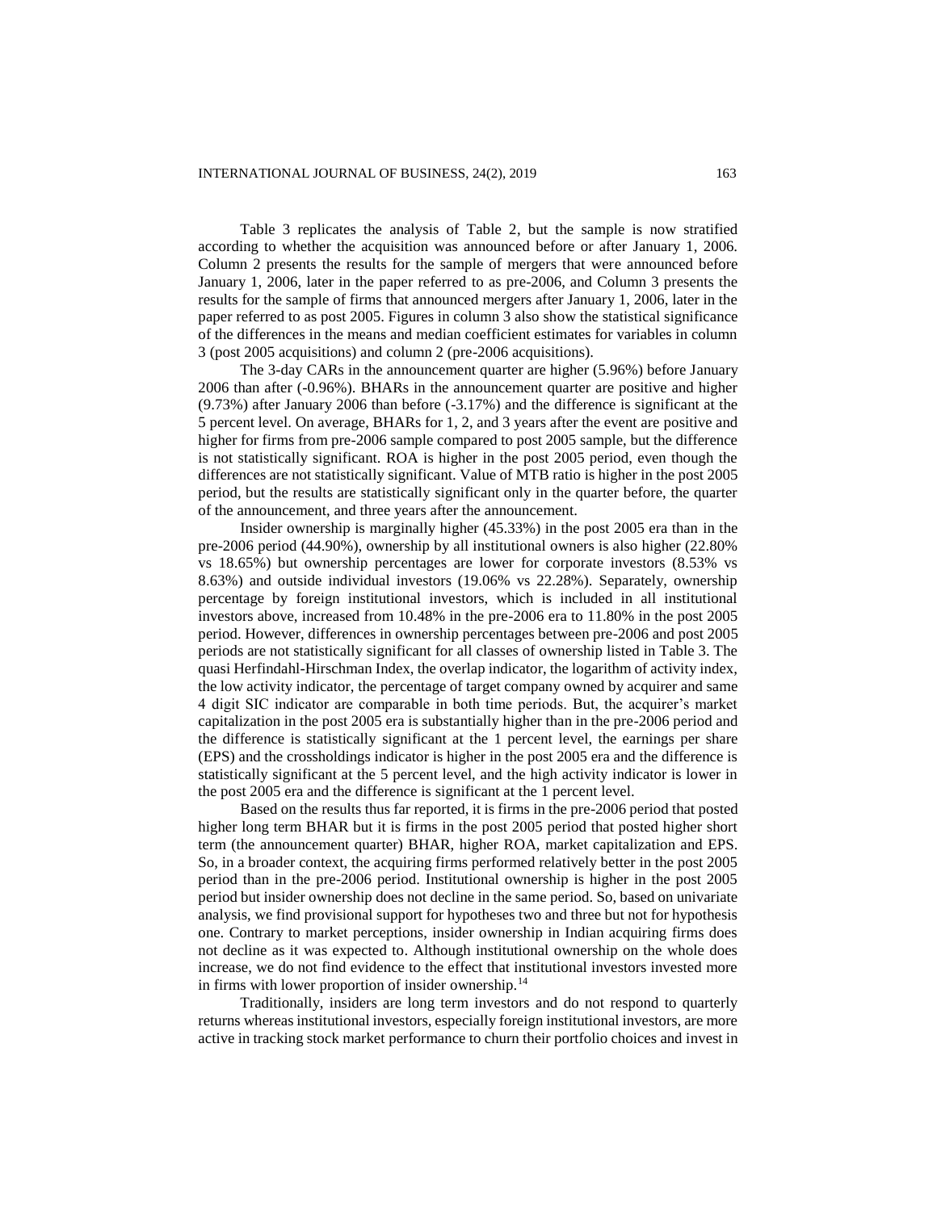Table 3 replicates the analysis of Table 2, but the sample is now stratified according to whether the acquisition was announced before or after January 1, 2006. Column 2 presents the results for the sample of mergers that were announced before January 1, 2006, later in the paper referred to as pre-2006, and Column 3 presents the results for the sample of firms that announced mergers after January 1, 2006, later in the paper referred to as post 2005. Figures in column 3 also show the statistical significance of the differences in the means and median coefficient estimates for variables in column 3 (post 2005 acquisitions) and column 2 (pre-2006 acquisitions).

The 3-day CARs in the announcement quarter are higher (5.96%) before January 2006 than after (-0.96%). BHARs in the announcement quarter are positive and higher (9.73%) after January 2006 than before (-3.17%) and the difference is significant at the 5 percent level. On average, BHARs for 1, 2, and 3 years after the event are positive and higher for firms from pre-2006 sample compared to post 2005 sample, but the difference is not statistically significant. ROA is higher in the post 2005 period, even though the differences are not statistically significant. Value of MTB ratio is higher in the post 2005 period, but the results are statistically significant only in the quarter before, the quarter of the announcement, and three years after the announcement.

Insider ownership is marginally higher (45.33%) in the post 2005 era than in the pre-2006 period (44.90%), ownership by all institutional owners is also higher (22.80% vs 18.65%) but ownership percentages are lower for corporate investors (8.53% vs 8.63%) and outside individual investors (19.06% vs 22.28%). Separately, ownership percentage by foreign institutional investors, which is included in all institutional investors above, increased from 10.48% in the pre-2006 era to 11.80% in the post 2005 period. However, differences in ownership percentages between pre-2006 and post 2005 periods are not statistically significant for all classes of ownership listed in Table 3. The quasi Herfindahl-Hirschman Index, the overlap indicator, the logarithm of activity index, the low activity indicator, the percentage of target company owned by acquirer and same 4 digit SIC indicator are comparable in both time periods. But, the acquirer's market capitalization in the post 2005 era is substantially higher than in the pre-2006 period and the difference is statistically significant at the 1 percent level, the earnings per share (EPS) and the crossholdings indicator is higher in the post 2005 era and the difference is statistically significant at the 5 percent level, and the high activity indicator is lower in the post 2005 era and the difference is significant at the 1 percent level.

Based on the results thus far reported, it is firms in the pre-2006 period that posted higher long term BHAR but it is firms in the post 2005 period that posted higher short term (the announcement quarter) BHAR, higher ROA, market capitalization and EPS. So, in a broader context, the acquiring firms performed relatively better in the post 2005 period than in the pre-2006 period. Institutional ownership is higher in the post 2005 period but insider ownership does not decline in the same period. So, based on univariate analysis, we find provisional support for hypotheses two and three but not for hypothesis one. Contrary to market perceptions, insider ownership in Indian acquiring firms does not decline as it was expected to. Although institutional ownership on the whole does increase, we do not find evidence to the effect that institutional investors invested more in firms with lower proportion of insider ownership.[14]

Traditionally, insiders are long term investors and do not respond to quarterly returns whereas institutional investors, especially foreign institutional investors, are more active in tracking stock market performance to churn their portfolio choices and invest in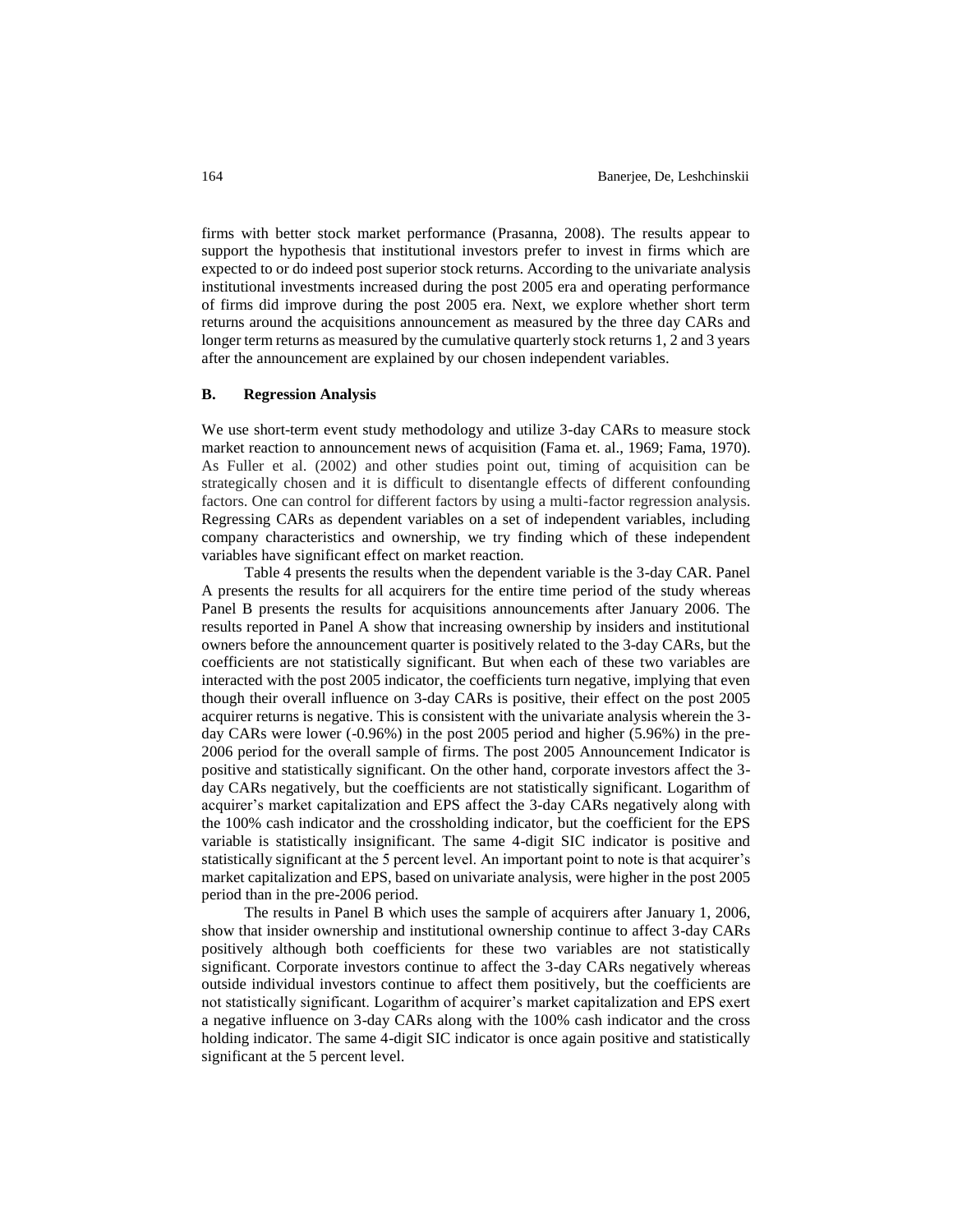firms with better stock market performance (Prasanna, 2008). The results appear to support the hypothesis that institutional investors prefer to invest in firms which are expected to or do indeed post superior stock returns. According to the univariate analysis institutional investments increased during the post 2005 era and operating performance of firms did improve during the post 2005 era. Next, we explore whether short term returns around the acquisitions announcement as measured by the three day CARs and longer term returns as measured by the cumulative quarterly stock returns 1, 2 and 3 years after the announcement are explained by our chosen independent variables.

### B. Regression Analysis

We use short-term event study methodology and utilize 3-day CARs to measure stock market reaction to announcement news of acquisition (Fama et. al., 1969; Fama, 1970). As Fuller et al. (2002) and other studies point out, timing of acquisition can be strategically chosen and it is difficult to disentangle effects of different confounding factors. One can control for different factors by using a multi-factor regression analysis. Regressing CARs as dependent variables on a set of independent variables, including company characteristics and ownership, we try finding which of these independent variables have significant effect on market reaction.

Table 4 presents the results when the dependent variable is the 3-day CAR. Panel A presents the results for all acquirers for the entire time period of the study whereas Panel B presents the results for acquisitions announcements after January 2006. The results reported in Panel A show that increasing ownership by insiders and institutional owners before the announcement quarter is positively related to the 3-day CARs, but the coefficients are not statistically significant. But when each of these two variables are interacted with the post 2005 indicator, the coefficients turn negative, implying that even though their overall influence on 3-day CARs is positive, their effect on the post 2005 acquirer returns is negative. This is consistent with the univariate analysis wherein the 3-day CARs were lower (-0.96%) in the post 2005 period and higher (5.96%) in the pre-2006 period for the overall sample of firms. The post 2005 Announcement Indicator is positive and statistically significant. On the other hand, corporate investors affect the 3-day CARs negatively, but the coefficients are not statistically significant. Logarithm of acquirer's market capitalization and EPS affect the 3-day CARs negatively along with the 100% cash indicator and the crossholding indicator, but the coefficient for the EPS variable is statistically insignificant. The same 4-digit SIC indicator is positive and statistically significant at the 5 percent level. An important point to note is that acquirer's market capitalization and EPS, based on univariate analysis, were higher in the post 2005 period than in the pre-2006 period.

The results in Panel B which uses the sample of acquirers after January 1, 2006, show that insider ownership and institutional ownership continue to affect 3-day CARs positively although both coefficients for these two variables are not statistically significant. Corporate investors continue to affect the 3-day CARs negatively whereas outside individual investors continue to affect them positively, but the coefficients are not statistically significant. Logarithm of acquirer's market capitalization and EPS exert a negative influence on 3-day CARs along with the 100% cash indicator and the cross holding indicator. The same 4-digit SIC indicator is once again positive and statistically significant at the 5 percent level.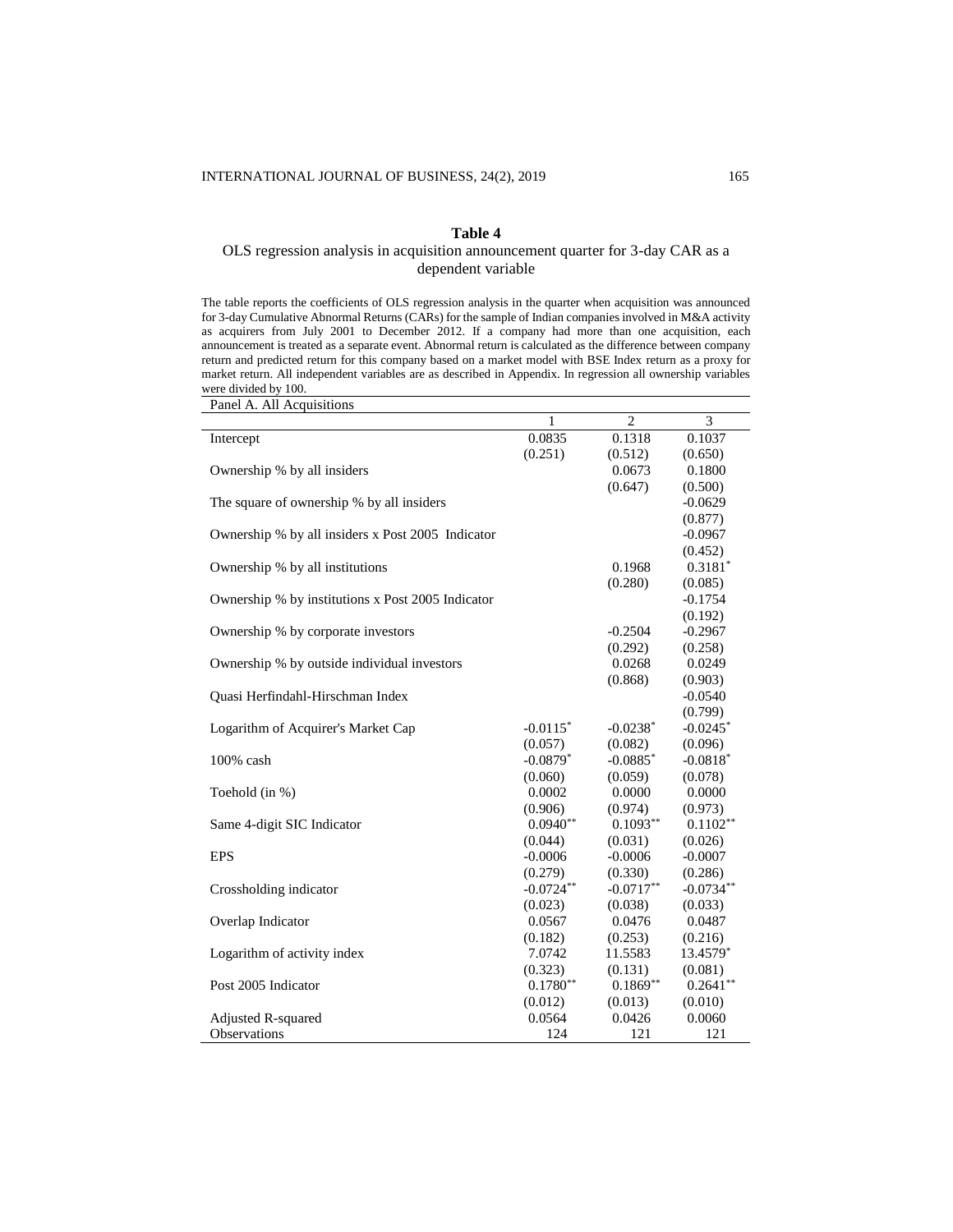**Table 4**

OLS regression analysis in acquisition announcement quarter for 3-day CAR as a dependent variable

The table reports the coefficients of OLS regression analysis in the quarter when acquisition was announced for 3-day Cumulative Abnormal Returns (CARs) for the sample of Indian companies involved in M&A activity as acquirers from July 2001 to December 2012. If a company had more than one acquisition, each announcement is treated as a separate event. Abnormal return is calculated as the difference between company return and predicted return for this company based on a market model with BSE Index return as a proxy for market return. All independent variables are as described in Appendix. In regression all ownership variables were divided by 100.

| Panel A. All Acquisitions | | | |
|---|---|---|---|
| | 1 | 2 | 3 |
| Intercept | 0.0835 | 0.1318 | 0.1037 |
| | (0.251) | (0.512) | (0.650) |
| Ownership % by all insiders | | 0.0673 | 0.1800 |
| | | (0.647) | (0.500) |
| The square of ownership % by all insiders | | | -0.0629 |
| | | | (0.877) |
| Ownership % by all insiders x Post 2005 Indicator | | | -0.0967 |
| | | | (0.452) |
| Ownership % by all institutions | | 0.1968 | 0.3181* |
| | | (0.280) | (0.085) |
| Ownership % by institutions x Post 2005 Indicator | | | -0.1754 |
| | | | (0.192) |
| Ownership % by corporate investors | | -0.2504 | -0.2967 |
| | | (0.292) | (0.258) |
| Ownership % by outside individual investors | | 0.0268 | 0.0249 |
| | | (0.868) | (0.903) |
| Quasi Herfindahl-Hirschman Index | | | -0.0540 |
| | | | (0.799) |
| Logarithm of Acquirer's Market Cap | -0.0115* | -0.0238* | -0.0245* |
| | (0.057) | (0.082) | (0.096) |
| 100% cash | -0.0879* | -0.0885* | -0.0818* |
| | (0.060) | (0.059) | (0.078) |
| Toehold (in %) | 0.0002 | 0.0000 | 0.0000 |
| | (0.906) | (0.974) | (0.973) |
| Same 4-digit SIC Indicator | 0.0940** | 0.1093** | 0.1102** |
| | (0.044) | (0.031) | (0.026) |
| EPS | -0.0006 | -0.0006 | -0.0007 |
| | (0.279) | (0.330) | (0.286) |
| Crossholding indicator | -0.0724** | -0.0717** | -0.0734** |
| | (0.023) | (0.038) | (0.033) |
| Overlap Indicator | 0.0567 | 0.0476 | 0.0487 |
| | (0.182) | (0.253) | (0.216) |
| Logarithm of activity index | 7.0742 | 11.5583 | 13.4579* |
| | (0.323) | (0.131) | (0.081) |
| Post 2005 Indicator | 0.1780** | 0.1869** | 0.2641** |
| | (0.012) | (0.013) | (0.010) |
| Adjusted R-squared | 0.0564 | 0.0426 | 0.0060 |
| Observations | 124 | 121 | 121 |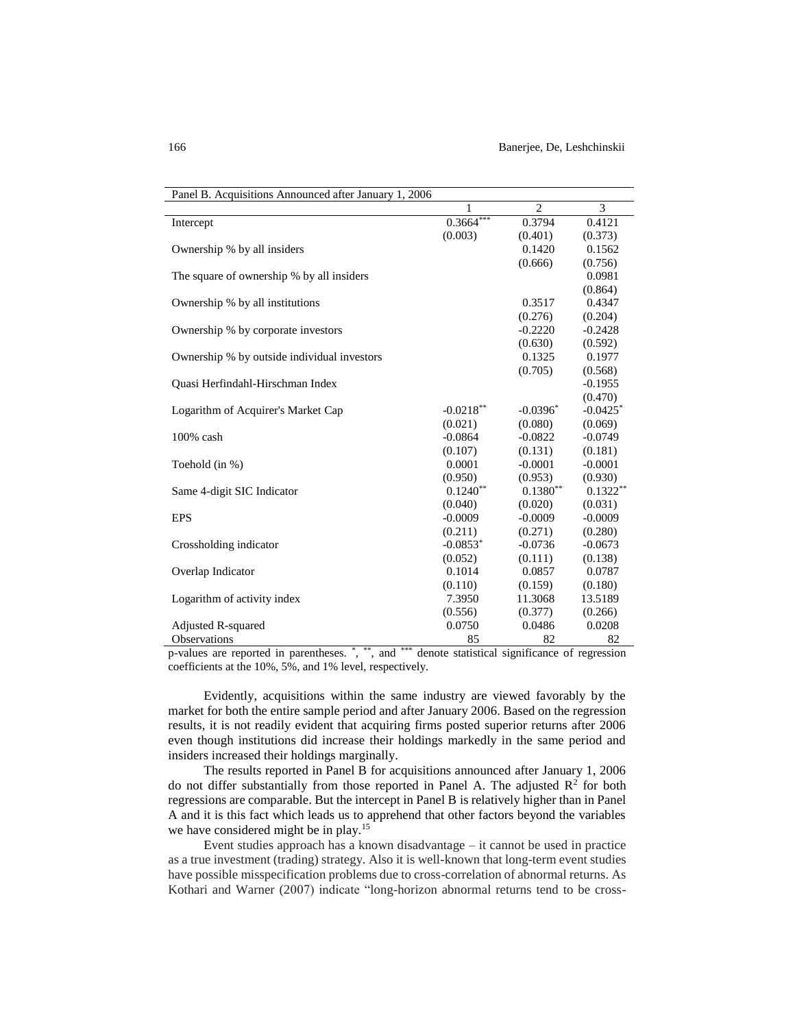| Panel B. Acquisitions Announced after January 1, 2006 | | | |
|---|---|---|---|
| | 1 | 2 | 3 |
| Intercept | 0.3664*** | 0.3794 | 0.4121 |
| | (0.003) | (0.401) | (0.373) |
| Ownership % by all insiders | | 0.1420 | 0.1562 |
| | | (0.666) | (0.756) |
| The square of ownership % by all insiders | | | 0.0981 |
| | | | (0.864) |
| Ownership % by all institutions | | 0.3517 | 0.4347 |
| | | (0.276) | (0.204) |
| Ownership % by corporate investors | | -0.2220 | -0.2428 |
| | | (0.630) | (0.592) |
| Ownership % by outside individual investors | | 0.1325 | 0.1977 |
| | | (0.705) | (0.568) |
| Quasi Herfindahl-Hirschman Index | | | -0.1955 |
| | | | (0.470) |
| Logarithm of Acquirer's Market Cap | -0.0218** | -0.0396* | -0.0425* |
| | (0.021) | (0.080) | (0.069) |
| 100% cash | -0.0864 | -0.0822 | -0.0749 |
| | (0.107) | (0.131) | (0.181) |
| Toehold (in %) | 0.0001 | -0.0001 | -0.0001 |
| | (0.950) | (0.953) | (0.930) |
| Same 4-digit SIC Indicator | 0.1240** | 0.1380** | 0.1322** |
| | (0.040) | (0.020) | (0.031) |
| EPS | -0.0009 | -0.0009 | -0.0009 |
| | (0.211) | (0.271) | (0.280) |
| Crossholding indicator | -0.0853* | -0.0736 | -0.0673 |
| | (0.052) | (0.111) | (0.138) |
| Overlap Indicator | 0.1014 | 0.0857 | 0.0787 |
| | (0.110) | (0.159) | (0.180) |
| Logarithm of activity index | 7.3950 | 11.3068 | 13.5189 |
| | (0.556) | (0.377) | (0.266) |
| Adjusted R-squared | 0.0750 | 0.0486 | 0.0208 |
| Observations | 85 | 82 | 82 |

p-values are reported in parentheses. *, **, and *** denote statistical significance of regression coefficients at the 10%, 5%, and 1% level, respectively.

Evidently, acquisitions within the same industry are viewed favorably by the market for both the entire sample period and after January 2006. Based on the regression results, it is not readily evident that acquiring firms posted superior returns after 2006 even though institutions did increase their holdings markedly in the same period and insiders increased their holdings marginally.

The results reported in Panel B for acquisitions announced after January 1, 2006 do not differ substantially from those reported in Panel A. The adjusted $R^2$ for both regressions are comparable. But the intercept in Panel B is relatively higher than in Panel A and it is this fact which leads us to apprehend that other factors beyond the variables we have considered might be in play.[15]

Event studies approach has a known disadvantage – it cannot be used in practice as a true investment (trading) strategy. Also it is well-known that long-term event studies have possible misspecification problems due to cross-correlation of abnormal returns. As Kothari and Warner (2007) indicate "long-horizon abnormal returns tend to be cross-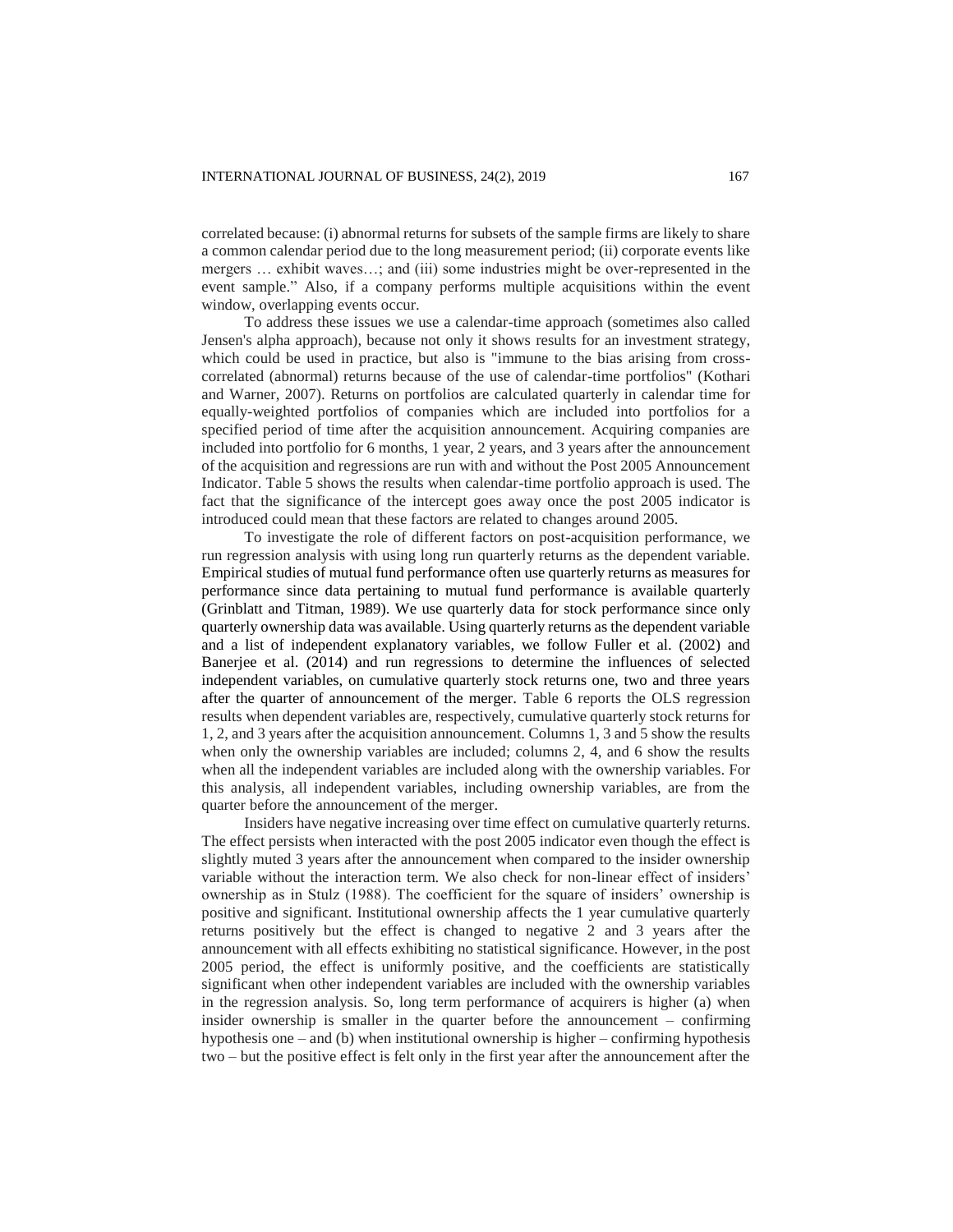correlated because: (i) abnormal returns for subsets of the sample firms are likely to share a common calendar period due to the long measurement period; (ii) corporate events like mergers … exhibit waves…; and (iii) some industries might be over-represented in the event sample." Also, if a company performs multiple acquisitions within the event window, overlapping events occur.

To address these issues we use a calendar-time approach (sometimes also called Jensen's alpha approach), because not only it shows results for an investment strategy, which could be used in practice, but also is "immune to the bias arising from cross-correlated (abnormal) returns because of the use of calendar-time portfolios" (Kothari and Warner, 2007). Returns on portfolios are calculated quarterly in calendar time for equally-weighted portfolios of companies which are included into portfolios for a specified period of time after the acquisition announcement. Acquiring companies are included into portfolio for 6 months, 1 year, 2 years, and 3 years after the announcement of the acquisition and regressions are run with and without the Post 2005 Announcement Indicator. Table 5 shows the results when calendar-time portfolio approach is used. The fact that the significance of the intercept goes away once the post 2005 indicator is introduced could mean that these factors are related to changes around 2005.

To investigate the role of different factors on post-acquisition performance, we run regression analysis with using long run quarterly returns as the dependent variable. Empirical studies of mutual fund performance often use quarterly returns as measures for performance since data pertaining to mutual fund performance is available quarterly (Grinblatt and Titman, 1989). We use quarterly data for stock performance since only quarterly ownership data was available. Using quarterly returns as the dependent variable and a list of independent explanatory variables, we follow Fuller et al. (2002) and Banerjee et al. (2014) and run regressions to determine the influences of selected independent variables, on cumulative quarterly stock returns one, two and three years after the quarter of announcement of the merger. Table 6 reports the OLS regression results when dependent variables are, respectively, cumulative quarterly stock returns for 1, 2, and 3 years after the acquisition announcement. Columns 1, 3 and 5 show the results when only the ownership variables are included; columns 2, 4, and 6 show the results when all the independent variables are included along with the ownership variables. For this analysis, all independent variables, including ownership variables, are from the quarter before the announcement of the merger.

Insiders have negative increasing over time effect on cumulative quarterly returns. The effect persists when interacted with the post 2005 indicator even though the effect is slightly muted 3 years after the announcement when compared to the insider ownership variable without the interaction term. We also check for non-linear effect of insiders' ownership as in Stulz (1988). The coefficient for the square of insiders' ownership is positive and significant. Institutional ownership affects the 1 year cumulative quarterly returns positively but the effect is changed to negative 2 and 3 years after the announcement with all effects exhibiting no statistical significance. However, in the post 2005 period, the effect is uniformly positive, and the coefficients are statistically significant when other independent variables are included with the ownership variables in the regression analysis. So, long term performance of acquirers is higher (a) when insider ownership is smaller in the quarter before the announcement – confirming hypothesis one – and (b) when institutional ownership is higher – confirming hypothesis two – but the positive effect is felt only in the first year after the announcement after the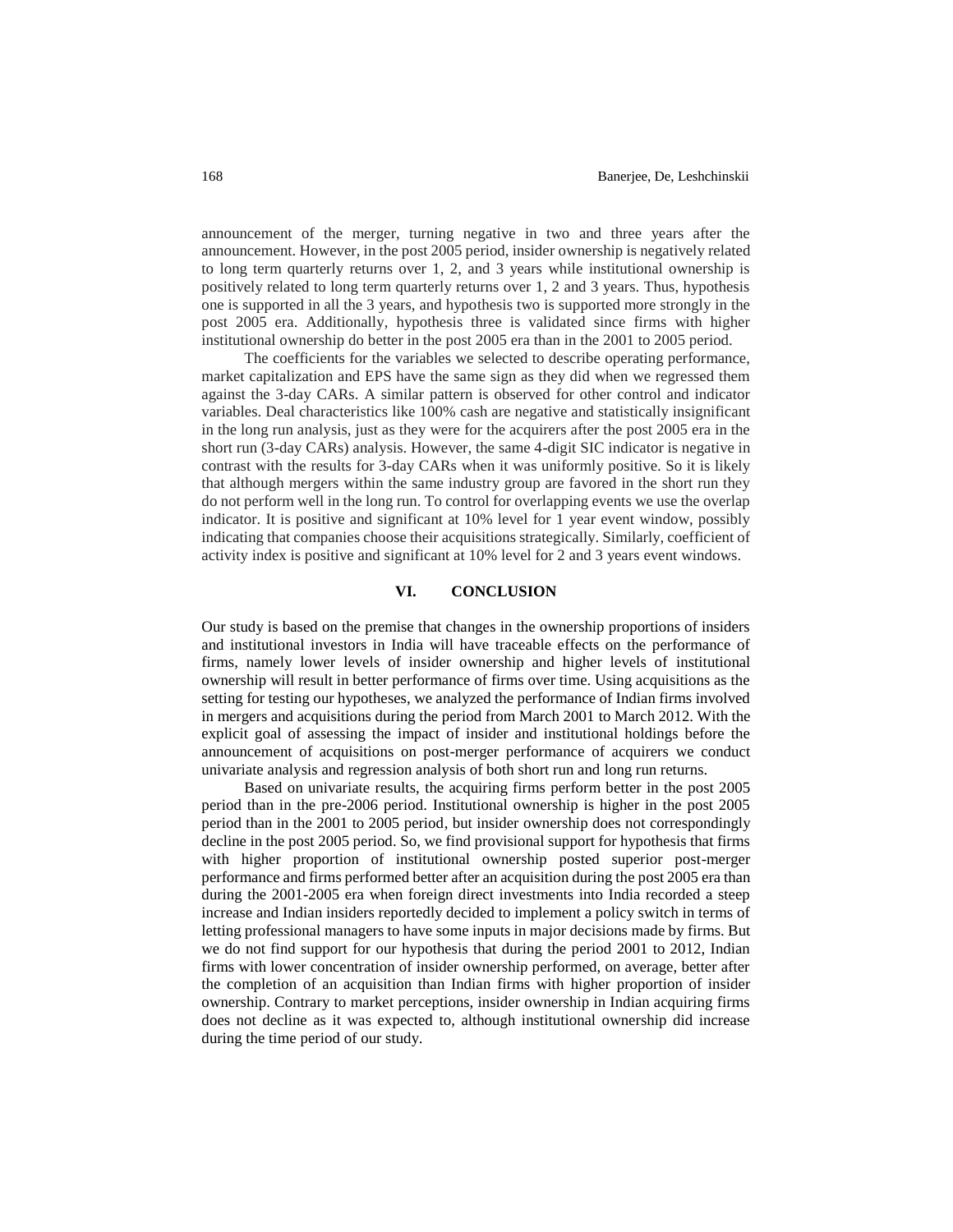announcement of the merger, turning negative in two and three years after the announcement. However, in the post 2005 period, insider ownership is negatively related to long term quarterly returns over 1, 2, and 3 years while institutional ownership is positively related to long term quarterly returns over 1, 2 and 3 years. Thus, hypothesis one is supported in all the 3 years, and hypothesis two is supported more strongly in the post 2005 era. Additionally, hypothesis three is validated since firms with higher institutional ownership do better in the post 2005 era than in the 2001 to 2005 period.

The coefficients for the variables we selected to describe operating performance, market capitalization and EPS have the same sign as they did when we regressed them against the 3-day CARs. A similar pattern is observed for other control and indicator variables. Deal characteristics like 100% cash are negative and statistically insignificant in the long run analysis, just as they were for the acquirers after the post 2005 era in the short run (3-day CARs) analysis. However, the same 4-digit SIC indicator is negative in contrast with the results for 3-day CARs when it was uniformly positive. So it is likely that although mergers within the same industry group are favored in the short run they do not perform well in the long run. To control for overlapping events we use the overlap indicator. It is positive and significant at 10% level for 1 year event window, possibly indicating that companies choose their acquisitions strategically. Similarly, coefficient of activity index is positive and significant at 10% level for 2 and 3 years event windows.

## VI. CONCLUSION

Our study is based on the premise that changes in the ownership proportions of insiders and institutional investors in India will have traceable effects on the performance of firms, namely lower levels of insider ownership and higher levels of institutional ownership will result in better performance of firms over time. Using acquisitions as the setting for testing our hypotheses, we analyzed the performance of Indian firms involved in mergers and acquisitions during the period from March 2001 to March 2012. With the explicit goal of assessing the impact of insider and institutional holdings before the announcement of acquisitions on post-merger performance of acquirers we conduct univariate analysis and regression analysis of both short run and long run returns.

Based on univariate results, the acquiring firms perform better in the post 2005 period than in the pre-2006 period. Institutional ownership is higher in the post 2005 period than in the 2001 to 2005 period, but insider ownership does not correspondingly decline in the post 2005 period. So, we find provisional support for hypothesis that firms with higher proportion of institutional ownership posted superior post-merger performance and firms performed better after an acquisition during the post 2005 era than during the 2001-2005 era when foreign direct investments into India recorded a steep increase and Indian insiders reportedly decided to implement a policy switch in terms of letting professional managers to have some inputs in major decisions made by firms. But we do not find support for our hypothesis that during the period 2001 to 2012, Indian firms with lower concentration of insider ownership performed, on average, better after the completion of an acquisition than Indian firms with higher proportion of insider ownership. Contrary to market perceptions, insider ownership in Indian acquiring firms does not decline as it was expected to, although institutional ownership did increase during the time period of our study.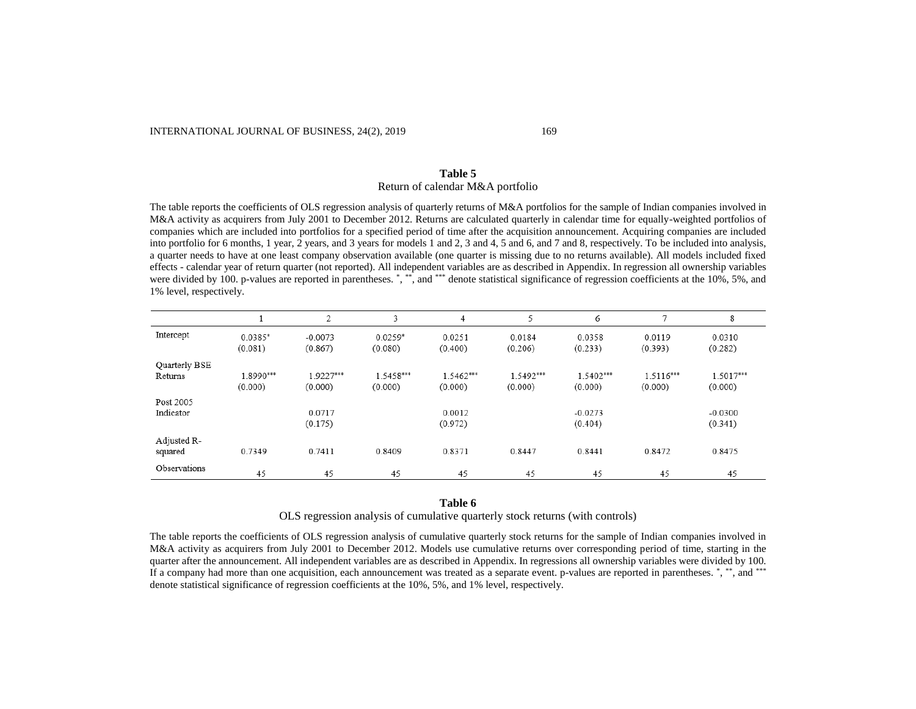**Table 5**

Return of calendar M&A portfolio

The table reports the coefficients of OLS regression analysis of quarterly returns of M&A portfolios for the sample of Indian companies involved in M&A activity as acquirers from July 2001 to December 2012. Returns are calculated quarterly in calendar time for equally-weighted portfolios of companies which are included into portfolios for a specified period of time after the acquisition announcement. Acquiring companies are included into portfolio for 6 months, 1 year, 2 years, and 3 years for models 1 and 2, 3 and 4, 5 and 6, and 7 and 8, respectively. To be included into analysis, a quarter needs to have at one least company observation available (one quarter is missing due to no returns available). All models included fixed effects - calendar year of return quarter (not reported). All independent variables are as described in Appendix. In regression all ownership variables were divided by 100. p-values are reported in parentheses. *, **, and *** denote statistical significance of regression coefficients at the 10%, 5%, and 1% level, respectively.

| | 1 | 2 | 3 | 4 | 5 | 6 | 7 | 8 |
|---|---|---|---|---|---|---|---|---|
| Intercept | 0.0385* | -0.0073 | 0.0259* | 0.0251 | 0.0184 | 0.0358 | 0.0119 | 0.0310 |
| | (0.081) | (0.867) | (0.080) | (0.400) | (0.206) | (0.233) | (0.393) | (0.282) |
| Quarterly BSE Returns | 1.8990*** | 1.9227*** | 1.5458*** | 1.5462*** | 1.5492*** | 1.5402*** | 1.5116*** | 1.5017*** |
| | (0.000) | (0.000) | (0.000) | (0.000) | (0.000) | (0.000) | (0.000) | (0.000) |
| Post 2005 Indicator | | 0.0717 | | 0.0012 | | -0.0273 | | -0.0300 |
| | | (0.175) | | (0.972) | | (0.404) | | (0.341) |
| Adjusted R-squared | 0.7349 | 0.7411 | 0.8409 | 0.8371 | 0.8447 | 0.8441 | 0.8472 | 0.8475 |
| Observations | 45 | 45 | 45 | 45 | 45 | 45 | 45 | 45 |

**Table 6**

OLS regression analysis of cumulative quarterly stock returns (with controls)

The table reports the coefficients of OLS regression analysis of cumulative quarterly stock returns for the sample of Indian companies involved in M&A activity as acquirers from July 2001 to December 2012. Models use cumulative returns over corresponding period of time, starting in the quarter after the announcement. All independent variables are as described in Appendix. In regressions all ownership variables were divided by 100. If a company had more than one acquisition, each announcement was treated as a separate event. p-values are reported in parentheses. *, **, and *** denote statistical significance of regression coefficients at the 10%, 5%, and 1% level, respectively.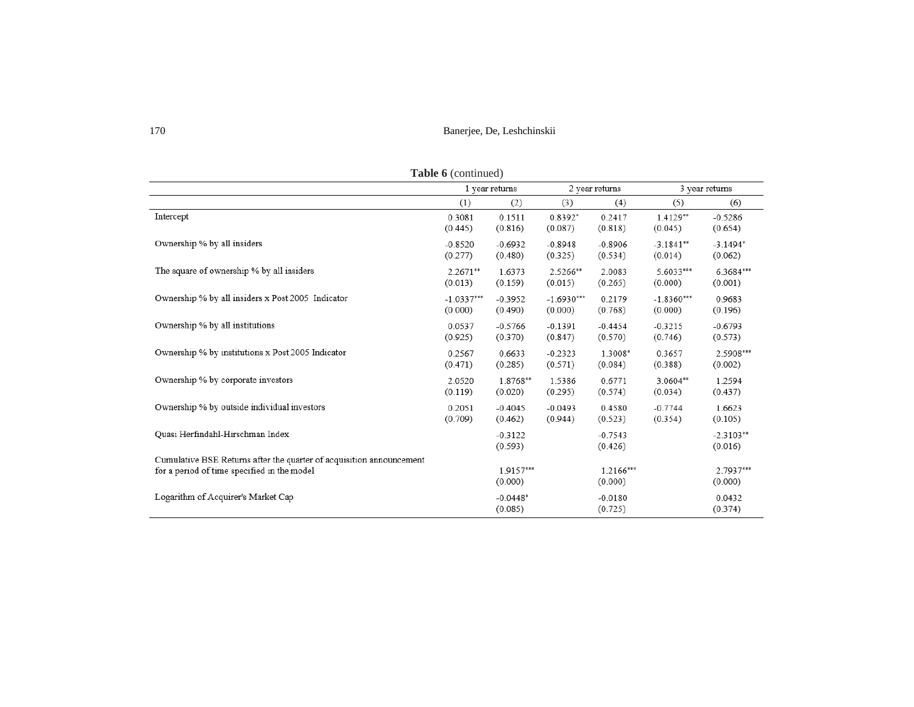**Table 6** (continued)

| | 1 year returns | | 2 year returns | | 3 year returns | |
|---|---|---|---|---|---|---|
| | (1) | (2) | (3) | (4) | (5) | (6) |
| Intercept | 0.3081 | 0.1511 | 0.8392* | 0.2417 | 1.4129** | -0.5286 |
| | (0.445) | (0.816) | (0.087) | (0.818) | (0.045) | (0.654) |
| Ownership % by all insiders | -0.8520 | -0.6932 | -0.8948 | -0.8906 | -3.1841** | -3.1494* |
| | (0.277) | (0.480) | (0.325) | (0.534) | (0.014) | (0.062) |
| The square of ownership % by all insiders | 2.2671** | 1.6373 | 2.5266** | 2.0083 | 5.6033*** | 6.3684*** |
| | (0.013) | (0.159) | (0.015) | (0.265) | (0.000) | (0.001) |
| Ownership % by all insiders x Post 2005 Indicator | -1.0337*** | -0.3952 | -1.6930*** | 0.2179 | -1.8360*** | 0.9683 |
| | (0.000) | (0.490) | (0.000) | (0.768) | (0.000) | (0.196) |
| Ownership % by all institutions | 0.0537 | -0.5766 | -0.1391 | -0.4454 | -0.3215 | -0.6793 |
| | (0.925) | (0.370) | (0.847) | (0.570) | (0.746) | (0.573) |
| Ownership % by institutions x Post 2005 Indicator | 0.2567 | 0.6633 | -0.2323 | 1.3008* | 0.3657 | 2.5908*** |
| | (0.471) | (0.285) | (0.571) | (0.084) | (0.388) | (0.002) |
| Ownership % by corporate investors | 2.0520 | 1.8768** | 1.5386 | 0.6771 | 3.0604** | 1.2594 |
| | (0.119) | (0.020) | (0.295) | (0.574) | (0.034) | (0.437) |
| Ownership % by outside individual investors | 0.2051 | -0.4045 | -0.0493 | 0.4580 | -0.7744 | 1.6623 |
| | (0.709) | (0.462) | (0.944) | (0.523) | (0.354) | (0.105) |
| Quasi Herfindahl-Hirschman Index | | -0.3122 | | -0.7543 | | -2.3103** |
| | | (0.593) | | (0.426) | | (0.016) |
| Cumulative BSE Returns after the quarter of acquisition announcement for a period of time specified in the model | | 1.9157*** | | 1.2166*** | | 2.7937*** |
| | | (0.000) | | (0.000) | | (0.000) |
| Logarithm of Acquirer's Market Cap | | -0.0448* | | -0.0180 | | 0.0432 |
| | | (0.085) | | (0.725) | | (0.374) |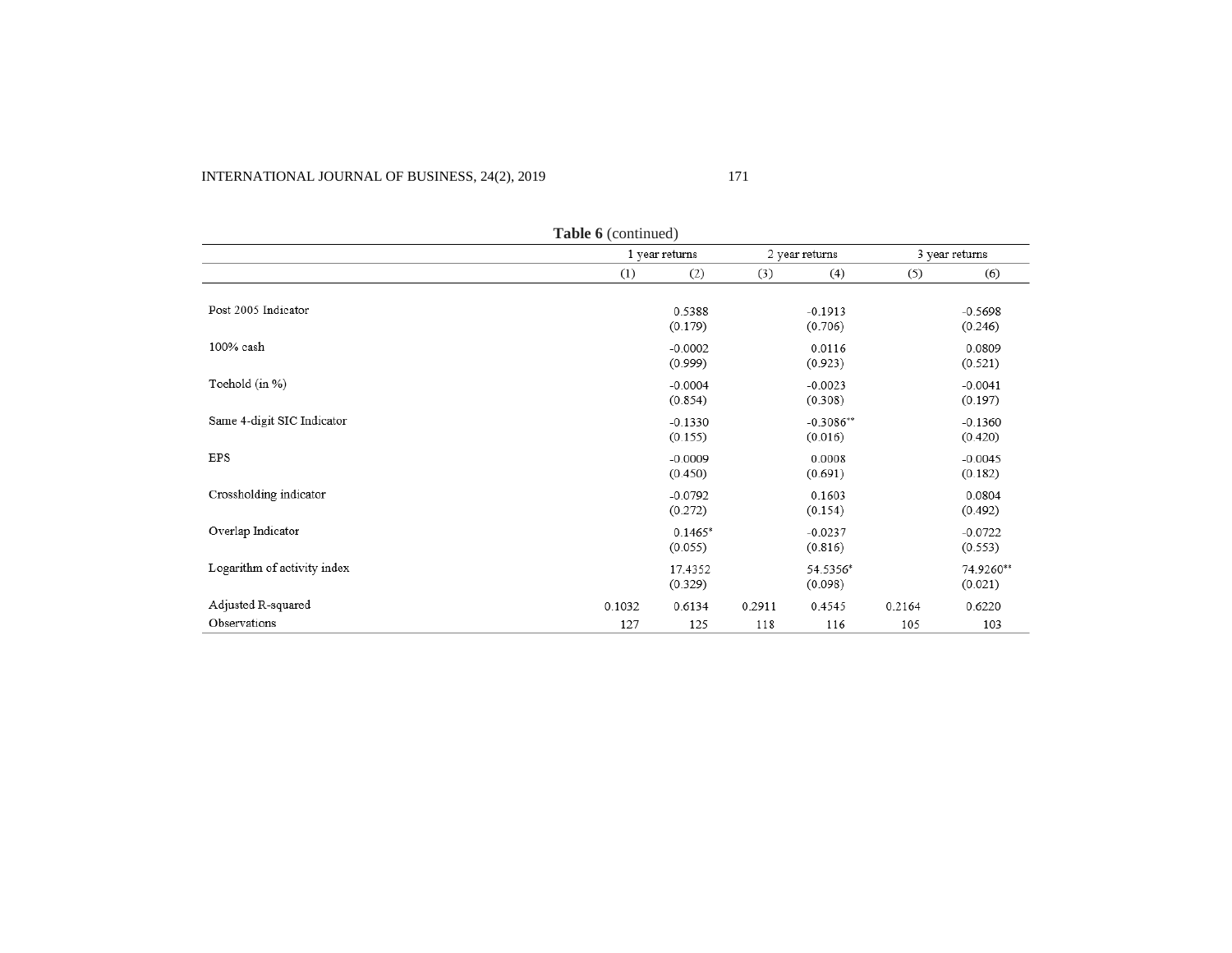**Table 6** (continued)

| | 1 year returns | | 2 year returns | | 3 year returns | |
|---|---|---|---|---|---|---|
| | (1) | (2) | (3) | (4) | (5) | (6) |
| Post 2005 Indicator | | 0.5388 | | -0.1913 | | -0.5698 |
| | | (0.179) | | (0.706) | | (0.246) |
| 100% cash | | -0.0002 | | 0.0116 | | 0.0809 |
| | | (0.999) | | (0.923) | | (0.521) |
| Toehold (in %) | | -0.0004 | | -0.0023 | | -0.0041 |
| | | (0.854) | | (0.308) | | (0.197) |
| Same 4-digit SIC Indicator | | -0.1330 | | -0.3086** | | -0.1360 |
| | | (0.155) | | (0.016) | | (0.420) |
| EPS | | -0.0009 | | 0.0008 | | -0.0045 |
| | | (0.450) | | (0.691) | | (0.182) |
| Crossholding indicator | | -0.0792 | | 0.1603 | | 0.0804 |
| | | (0.272) | | (0.154) | | (0.492) |
| Overlap Indicator | | 0.1465* | | -0.0237 | | -0.0722 |
| | | (0.055) | | (0.816) | | (0.553) |
| Logarithm of activity index | | 17.4352 | | 54.5356* | | 74.9260** |
| | | (0.329) | | (0.098) | | (0.021) |
| Adjusted R-squared | 0.1032 | 0.6134 | 0.2911 | 0.4545 | 0.2164 | 0.6220 |
| Observations | 127 | 125 | 118 | 116 | 105 | 103 |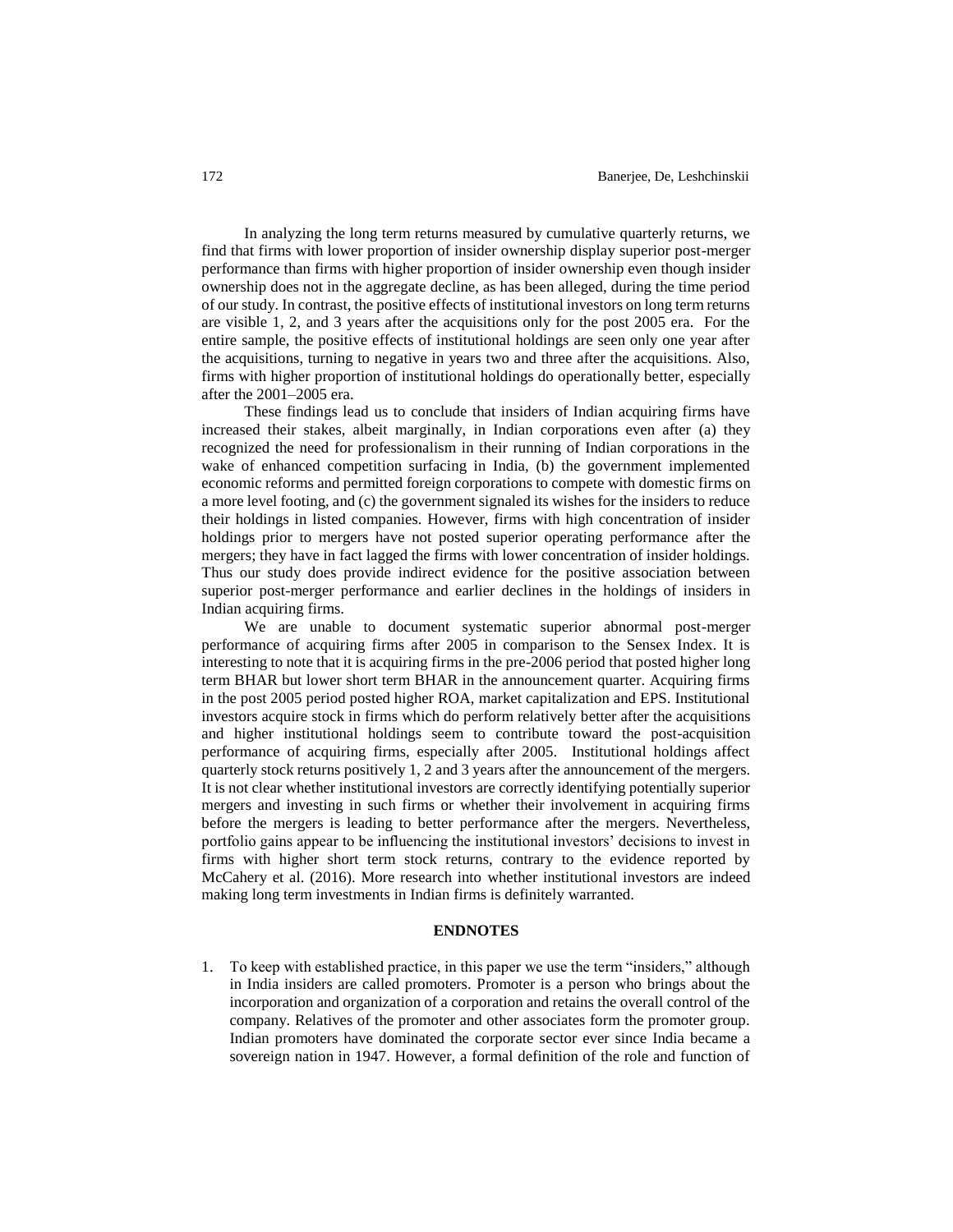In analyzing the long term returns measured by cumulative quarterly returns, we find that firms with lower proportion of insider ownership display superior post-merger performance than firms with higher proportion of insider ownership even though insider ownership does not in the aggregate decline, as has been alleged, during the time period of our study. In contrast, the positive effects of institutional investors on long term returns are visible 1, 2, and 3 years after the acquisitions only for the post 2005 era. For the entire sample, the positive effects of institutional holdings are seen only one year after the acquisitions, turning to negative in years two and three after the acquisitions. Also, firms with higher proportion of institutional holdings do operationally better, especially after the 2001–2005 era.

These findings lead us to conclude that insiders of Indian acquiring firms have increased their stakes, albeit marginally, in Indian corporations even after (a) they recognized the need for professionalism in their running of Indian corporations in the wake of enhanced competition surfacing in India, (b) the government implemented economic reforms and permitted foreign corporations to compete with domestic firms on a more level footing, and (c) the government signaled its wishes for the insiders to reduce their holdings in listed companies. However, firms with high concentration of insider holdings prior to mergers have not posted superior operating performance after the mergers; they have in fact lagged the firms with lower concentration of insider holdings. Thus our study does provide indirect evidence for the positive association between superior post-merger performance and earlier declines in the holdings of insiders in Indian acquiring firms.

We are unable to document systematic superior abnormal post-merger performance of acquiring firms after 2005 in comparison to the Sensex Index. It is interesting to note that it is acquiring firms in the pre-2006 period that posted higher long term BHAR but lower short term BHAR in the announcement quarter. Acquiring firms in the post 2005 period posted higher ROA, market capitalization and EPS. Institutional investors acquire stock in firms which do perform relatively better after the acquisitions and higher institutional holdings seem to contribute toward the post-acquisition performance of acquiring firms, especially after 2005. Institutional holdings affect quarterly stock returns positively 1, 2 and 3 years after the announcement of the mergers. It is not clear whether institutional investors are correctly identifying potentially superior mergers and investing in such firms or whether their involvement in acquiring firms before the mergers is leading to better performance after the mergers. Nevertheless, portfolio gains appear to be influencing the institutional investors' decisions to invest in firms with higher short term stock returns, contrary to the evidence reported by McCahery et al. (2016). More research into whether institutional investors are indeed making long term investments in Indian firms is definitely warranted.

## ENDNOTES

1. To keep with established practice, in this paper we use the term "insiders," although in India insiders are called promoters. Promoter is a person who brings about the incorporation and organization of a corporation and retains the overall control of the company. Relatives of the promoter and other associates form the promoter group. Indian promoters have dominated the corporate sector ever since India became a sovereign nation in 1947. However, a formal definition of the role and function of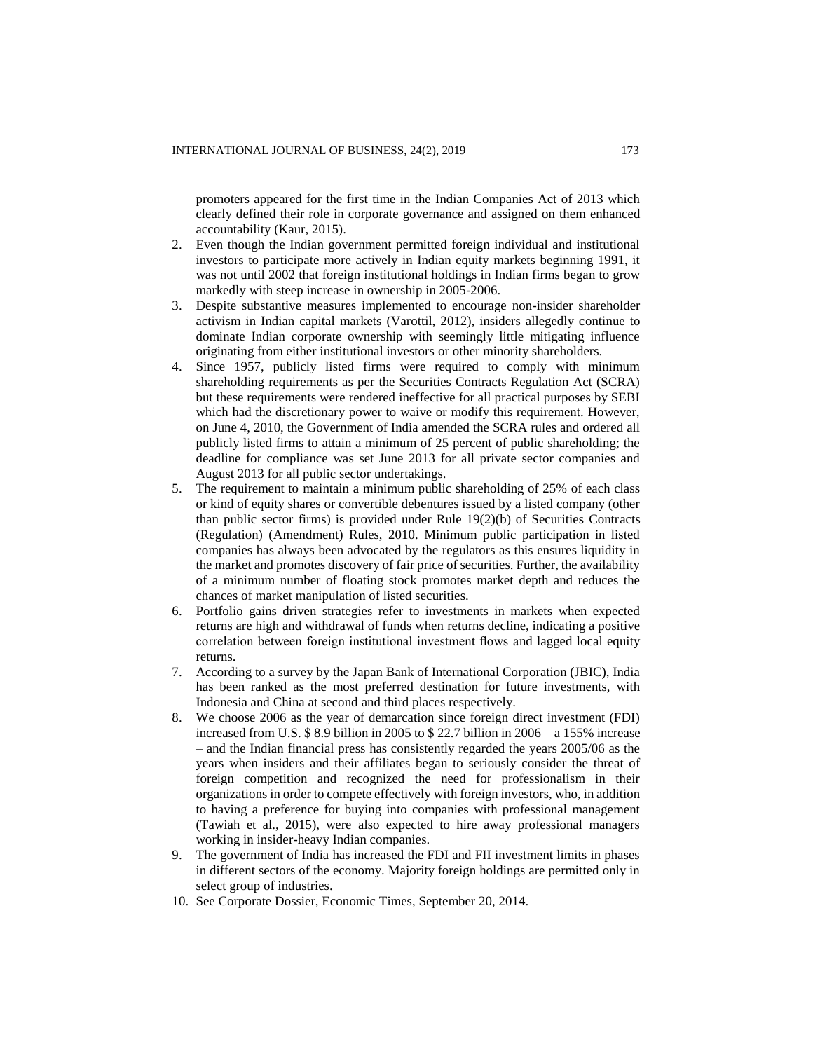promoters appeared for the first time in the Indian Companies Act of 2013 which clearly defined their role in corporate governance and assigned on them enhanced accountability (Kaur, 2015).

2. Even though the Indian government permitted foreign individual and institutional investors to participate more actively in Indian equity markets beginning 1991, it was not until 2002 that foreign institutional holdings in Indian firms began to grow markedly with steep increase in ownership in 2005-2006.
3. Despite substantive measures implemented to encourage non-insider shareholder activism in Indian capital markets (Varottil, 2012), insiders allegedly continue to dominate Indian corporate ownership with seemingly little mitigating influence originating from either institutional investors or other minority shareholders.
4. Since 1957, publicly listed firms were required to comply with minimum shareholding requirements as per the Securities Contracts Regulation Act (SCRA) but these requirements were rendered ineffective for all practical purposes by SEBI which had the discretionary power to waive or modify this requirement. However, on June 4, 2010, the Government of India amended the SCRA rules and ordered all publicly listed firms to attain a minimum of 25 percent of public shareholding; the deadline for compliance was set June 2013 for all private sector companies and August 2013 for all public sector undertakings.
5. The requirement to maintain a minimum public shareholding of 25% of each class or kind of equity shares or convertible debentures issued by a listed company (other than public sector firms) is provided under Rule 19(2)(b) of Securities Contracts (Regulation) (Amendment) Rules, 2010. Minimum public participation in listed companies has always been advocated by the regulators as this ensures liquidity in the market and promotes discovery of fair price of securities. Further, the availability of a minimum number of floating stock promotes market depth and reduces the chances of market manipulation of listed securities.
6. Portfolio gains driven strategies refer to investments in markets when expected returns are high and withdrawal of funds when returns decline, indicating a positive correlation between foreign institutional investment flows and lagged local equity returns.
7. According to a survey by the Japan Bank of International Corporation (JBIC), India has been ranked as the most preferred destination for future investments, with Indonesia and China at second and third places respectively.
8. We choose 2006 as the year of demarcation since foreign direct investment (FDI) increased from U.S. $ 8.9 billion in 2005 to $ 22.7 billion in 2006 – a 155% increase – and the Indian financial press has consistently regarded the years 2005/06 as the years when insiders and their affiliates began to seriously consider the threat of foreign competition and recognized the need for professionalism in their organizations in order to compete effectively with foreign investors, who, in addition to having a preference for buying into companies with professional management (Tawiah et al., 2015), were also expected to hire away professional managers working in insider-heavy Indian companies.
9. The government of India has increased the FDI and FII investment limits in phases in different sectors of the economy. Majority foreign holdings are permitted only in select group of industries.
10. See Corporate Dossier, Economic Times, September 20, 2014.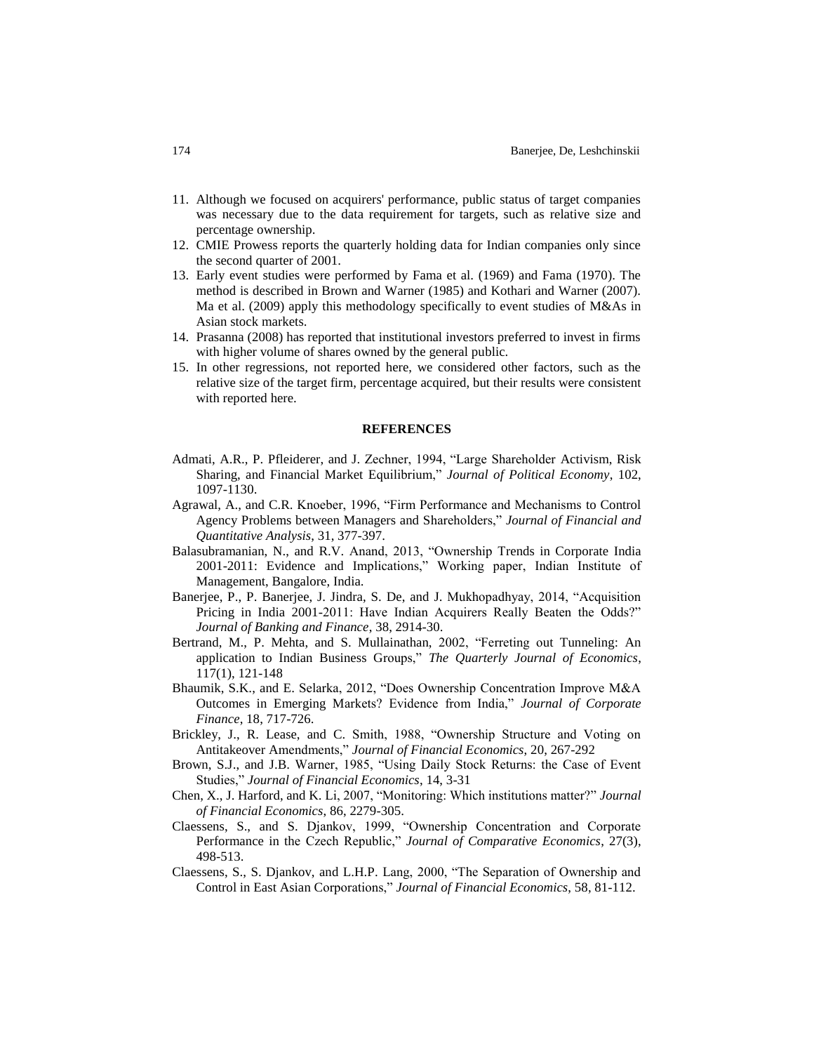11. Although we focused on acquirers' performance, public status of target companies was necessary due to the data requirement for targets, such as relative size and percentage ownership.
12. CMIE Prowess reports the quarterly holding data for Indian companies only since the second quarter of 2001.
13. Early event studies were performed by Fama et al. (1969) and Fama (1970). The method is described in Brown and Warner (1985) and Kothari and Warner (2007). Ma et al. (2009) apply this methodology specifically to event studies of M&As in Asian stock markets.
14. Prasanna (2008) has reported that institutional investors preferred to invest in firms with higher volume of shares owned by the general public.
15. In other regressions, not reported here, we considered other factors, such as the relative size of the target firm, percentage acquired, but their results were consistent with reported here.

## REFERENCES

Admati, A.R., P. Pfleiderer, and J. Zechner, 1994, "Large Shareholder Activism, Risk Sharing, and Financial Market Equilibrium," *Journal of Political Economy*, 102, 1097-1130.

Agrawal, A., and C.R. Knoeber, 1996, "Firm Performance and Mechanisms to Control Agency Problems between Managers and Shareholders," *Journal of Financial and Quantitative Analysis*, 31, 377-397.

Balasubramanian, N., and R.V. Anand, 2013, "Ownership Trends in Corporate India 2001-2011: Evidence and Implications," Working paper, Indian Institute of Management, Bangalore, India.

Banerjee, P., P. Banerjee, J. Jindra, S. De, and J. Mukhopadhyay, 2014, "Acquisition Pricing in India 2001-2011: Have Indian Acquirers Really Beaten the Odds?" *Journal of Banking and Finance*, 38, 2914-30.

Bertrand, M., P. Mehta, and S. Mullainathan, 2002, "Ferreting out Tunneling: An application to Indian Business Groups," *The Quarterly Journal of Economics*, 117(1), 121-148

Bhaumik, S.K., and E. Selarka, 2012, "Does Ownership Concentration Improve M&A Outcomes in Emerging Markets? Evidence from India," *Journal of Corporate Finance*, 18, 717-726.

Brickley, J., R. Lease, and C. Smith, 1988, "Ownership Structure and Voting on Antitakeover Amendments," *Journal of Financial Economics*, 20, 267-292

Brown, S.J., and J.B. Warner, 1985, "Using Daily Stock Returns: the Case of Event Studies," *Journal of Financial Economics*, 14, 3-31

Chen, X., J. Harford, and K. Li, 2007, "Monitoring: Which institutions matter?" *Journal of Financial Economics*, 86, 2279-305.

Claessens, S., and S. Djankov, 1999, "Ownership Concentration and Corporate Performance in the Czech Republic," *Journal of Comparative Economics*, 27(3), 498-513.

Claessens, S., S. Djankov, and L.H.P. Lang, 2000, "The Separation of Ownership and Control in East Asian Corporations," *Journal of Financial Economics*, 58, 81-112.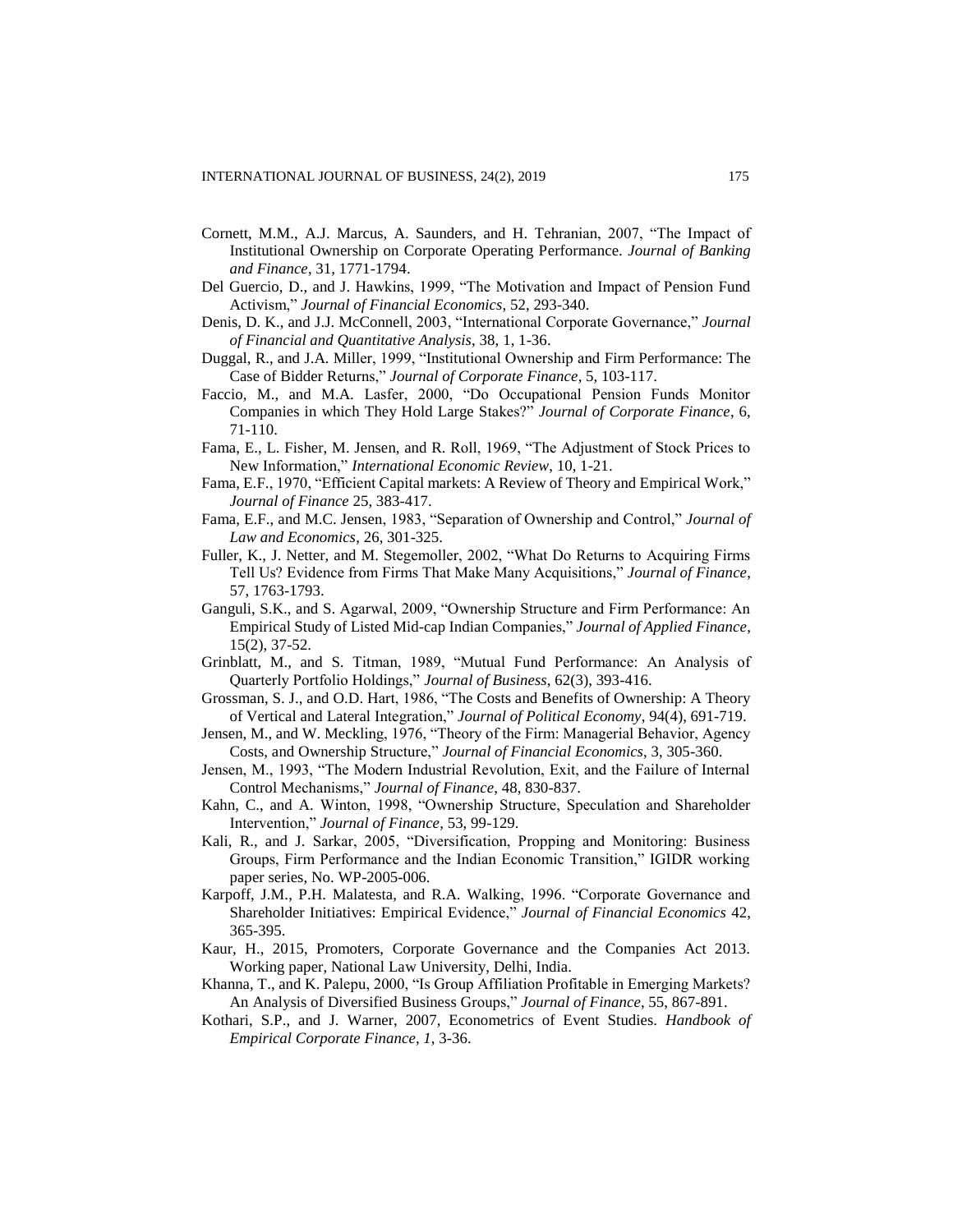Cornett, M.M., A.J. Marcus, A. Saunders, and H. Tehranian, 2007, "The Impact of Institutional Ownership on Corporate Operating Performance. *Journal of Banking and Finance*, 31, 1771-1794.

Del Guercio, D., and J. Hawkins, 1999, "The Motivation and Impact of Pension Fund Activism," *Journal of Financial Economics*, 52, 293-340.

Denis, D. K., and J.J. McConnell, 2003, "International Corporate Governance," *Journal of Financial and Quantitative Analysis*, 38, 1, 1-36.

Duggal, R., and J.A. Miller, 1999, "Institutional Ownership and Firm Performance: The Case of Bidder Returns," *Journal of Corporate Finance*, 5, 103-117.

Faccio, M., and M.A. Lasfer, 2000, "Do Occupational Pension Funds Monitor Companies in which They Hold Large Stakes?" *Journal of Corporate Finance*, 6, 71-110.

Fama, E., L. Fisher, M. Jensen, and R. Roll, 1969, "The Adjustment of Stock Prices to New Information," *International Economic Review*, 10, 1-21.

Fama, E.F., 1970, "Efficient Capital markets: A Review of Theory and Empirical Work," *Journal of Finance* 25, 383-417.

Fama, E.F., and M.C. Jensen, 1983, "Separation of Ownership and Control," *Journal of Law and Economics*, 26, 301-325.

Fuller, K., J. Netter, and M. Stegemoller, 2002, "What Do Returns to Acquiring Firms Tell Us? Evidence from Firms That Make Many Acquisitions," *Journal of Finance*, 57, 1763-1793.

Ganguli, S.K., and S. Agarwal, 2009, "Ownership Structure and Firm Performance: An Empirical Study of Listed Mid-cap Indian Companies," *Journal of Applied Finance*, 15(2), 37-52.

Grinblatt, M., and S. Titman, 1989, "Mutual Fund Performance: An Analysis of Quarterly Portfolio Holdings," *Journal of Business*, 62(3), 393-416.

Grossman, S. J., and O.D. Hart, 1986, "The Costs and Benefits of Ownership: A Theory of Vertical and Lateral Integration," *Journal of Political Economy*, 94(4), 691-719.

Jensen, M., and W. Meckling, 1976, "Theory of the Firm: Managerial Behavior, Agency Costs, and Ownership Structure," *Journal of Financial Economics*, 3, 305-360.

Jensen, M., 1993, "The Modern Industrial Revolution, Exit, and the Failure of Internal Control Mechanisms," *Journal of Finance*, 48, 830-837.

Kahn, C., and A. Winton, 1998, "Ownership Structure, Speculation and Shareholder Intervention," *Journal of Finance*, 53, 99-129.

Kali, R., and J. Sarkar, 2005, "Diversification, Propping and Monitoring: Business Groups, Firm Performance and the Indian Economic Transition," IGIDR working paper series, No. WP-2005-006.

Karpoff, J.M., P.H. Malatesta, and R.A. Walking, 1996. "Corporate Governance and Shareholder Initiatives: Empirical Evidence," *Journal of Financial Economics* 42, 365-395.

Kaur, H., 2015, Promoters, Corporate Governance and the Companies Act 2013. Working paper, National Law University, Delhi, India.

Khanna, T., and K. Palepu, 2000, "Is Group Affiliation Profitable in Emerging Markets? An Analysis of Diversified Business Groups," *Journal of Finance*, 55, 867-891.

Kothari, S.P., and J. Warner, 2007, Econometrics of Event Studies. *Handbook of Empirical Corporate Finance*, *1*, 3-36.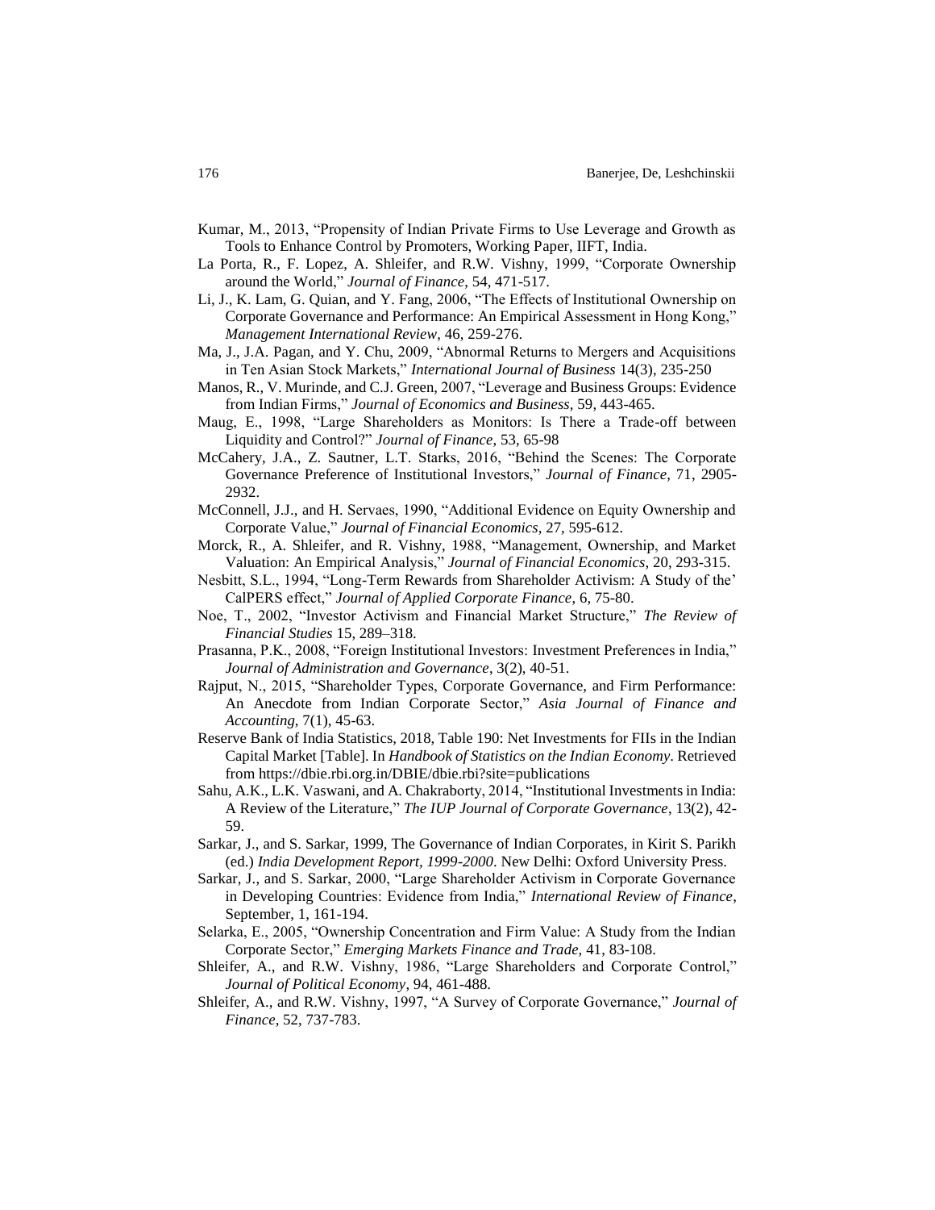Kumar, M., 2013, "Propensity of Indian Private Firms to Use Leverage and Growth as Tools to Enhance Control by Promoters, Working Paper, IIFT, India.

La Porta, R., F. Lopez, A. Shleifer, and R.W. Vishny, 1999, "Corporate Ownership around the World," *Journal of Finance*, 54, 471-517.

Li, J., K. Lam, G. Quian, and Y. Fang, 2006, "The Effects of Institutional Ownership on Corporate Governance and Performance: An Empirical Assessment in Hong Kong," *Management International Review*, 46, 259-276.

Ma, J., J.A. Pagan, and Y. Chu, 2009, "Abnormal Returns to Mergers and Acquisitions in Ten Asian Stock Markets," *International Journal of Business* 14(3), 235-250

Manos, R., V. Murinde, and C.J. Green, 2007, "Leverage and Business Groups: Evidence from Indian Firms," *Journal of Economics and Business*, 59, 443-465.

Maug, E., 1998, "Large Shareholders as Monitors: Is There a Trade-off between Liquidity and Control?" *Journal of Finance*, 53, 65-98

McCahery, J.A., Z. Sautner, L.T. Starks, 2016, "Behind the Scenes: The Corporate Governance Preference of Institutional Investors," *Journal of Finance*, 71, 2905-2932.

McConnell, J.J., and H. Servaes, 1990, "Additional Evidence on Equity Ownership and Corporate Value," *Journal of Financial Economics*, 27, 595-612.

Morck, R., A. Shleifer, and R. Vishny, 1988, "Management, Ownership, and Market Valuation: An Empirical Analysis," *Journal of Financial Economics*, 20, 293-315.

Nesbitt, S.L., 1994, "Long-Term Rewards from Shareholder Activism: A Study of the' CalPERS effect," *Journal of Applied Corporate Finance*, 6, 75-80.

Noe, T., 2002, "Investor Activism and Financial Market Structure," *The Review of Financial Studies* 15, 289–318.

Prasanna, P.K., 2008, "Foreign Institutional Investors: Investment Preferences in India," *Journal of Administration and Governance*, 3(2), 40-51.

Rajput, N., 2015, "Shareholder Types, Corporate Governance, and Firm Performance: An Anecdote from Indian Corporate Sector," *Asia Journal of Finance and Accounting*, 7(1), 45-63.

Reserve Bank of India Statistics, 2018, Table 190: Net Investments for FIIs in the Indian Capital Market [Table]. In *Handbook of Statistics on the Indian Economy*. Retrieved from https://dbie.rbi.org.in/DBIE/dbie.rbi?site=publications

Sahu, A.K., L.K. Vaswani, and A. Chakraborty, 2014, "Institutional Investments in India: A Review of the Literature," *The IUP Journal of Corporate Governance*, 13(2), 42-59.

Sarkar, J., and S. Sarkar, 1999, The Governance of Indian Corporates, in Kirit S. Parikh (ed.) *India Development Report, 1999-2000*. New Delhi: Oxford University Press.

Sarkar, J., and S. Sarkar, 2000, "Large Shareholder Activism in Corporate Governance in Developing Countries: Evidence from India," *International Review of Finance*, September, 1, 161-194.

Selarka, E., 2005, "Ownership Concentration and Firm Value: A Study from the Indian Corporate Sector," *Emerging Markets Finance and Trade*, 41, 83-108.

Shleifer, A., and R.W. Vishny, 1986, "Large Shareholders and Corporate Control," *Journal of Political Economy*, 94, 461-488.

Shleifer, A., and R.W. Vishny, 1997, "A Survey of Corporate Governance," *Journal of Finance*, 52, 737-783.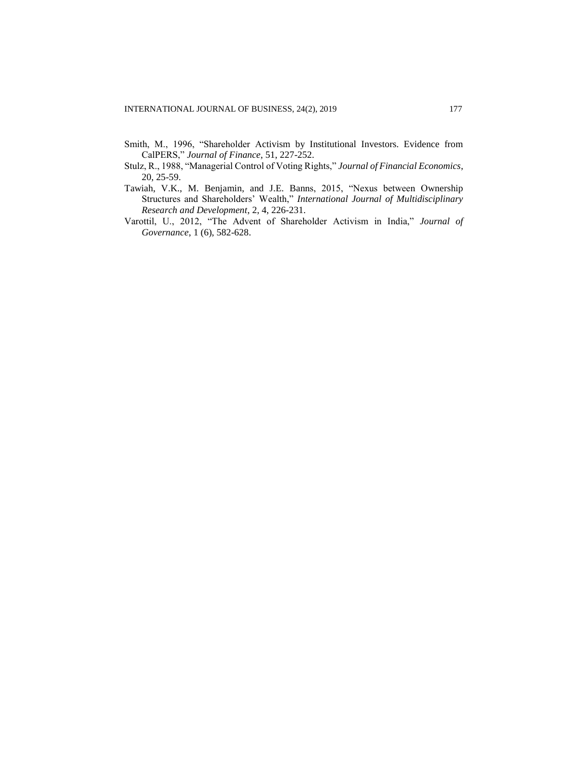Smith, M., 1996, "Shareholder Activism by Institutional Investors. Evidence from CalPERS," *Journal of Finance*, 51, 227-252.

Stulz, R., 1988, "Managerial Control of Voting Rights," *Journal of Financial Economics*, 20, 25-59.

Tawiah, V.K., M. Benjamin, and J.E. Banns, 2015, "Nexus between Ownership Structures and Shareholders' Wealth," *International Journal of Multidisciplinary Research and Development*, 2, 4, 226-231.

Varottil, U., 2012, "The Advent of Shareholder Activism in India," *Journal of Governance*, 1 (6), 582-628.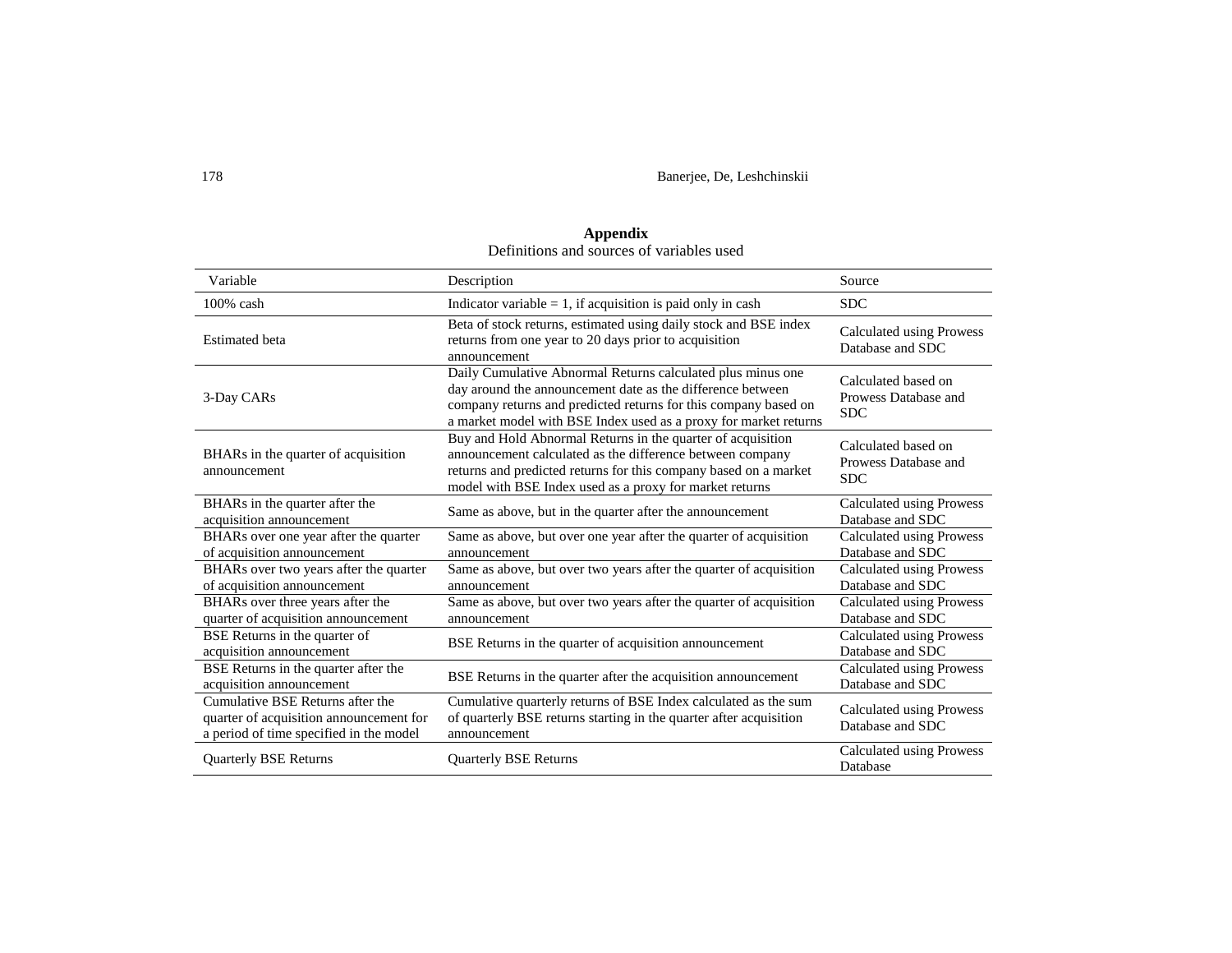**Appendix**

Definitions and sources of variables used

| Variable | Description | Source |
|---|---|---|
| 100% cash | Indicator variable = 1, if acquisition is paid only in cash | SDC |
| Estimated beta | Beta of stock returns, estimated using daily stock and BSE index returns from one year to 20 days prior to acquisition announcement | Calculated using Prowess Database and SDC |
| 3-Day CARs | Daily Cumulative Abnormal Returns calculated plus minus one day around the announcement date as the difference between company returns and predicted returns for this company based on a market model with BSE Index used as a proxy for market returns | Calculated based on Prowess Database and SDC |
| BHARs in the quarter of acquisition announcement | Buy and Hold Abnormal Returns in the quarter of acquisition announcement calculated as the difference between company returns and predicted returns for this company based on a market model with BSE Index used as a proxy for market returns | Calculated based on Prowess Database and SDC |
| BHARs in the quarter after the acquisition announcement | Same as above, but in the quarter after the announcement | Calculated using Prowess Database and SDC |
| BHARs over one year after the quarter of acquisition announcement | Same as above, but over one year after the quarter of acquisition announcement | Calculated using Prowess Database and SDC |
| BHARs over two years after the quarter of acquisition announcement | Same as above, but over two years after the quarter of acquisition announcement | Calculated using Prowess Database and SDC |
| BHARs over three years after the quarter of acquisition announcement | Same as above, but over two years after the quarter of acquisition announcement | Calculated using Prowess Database and SDC |
| BSE Returns in the quarter of acquisition announcement | BSE Returns in the quarter of acquisition announcement | Calculated using Prowess Database and SDC |
| BSE Returns in the quarter after the acquisition announcement | BSE Returns in the quarter after the acquisition announcement | Calculated using Prowess Database and SDC |
| Cumulative BSE Returns after the quarter of acquisition announcement for a period of time specified in the model | Cumulative quarterly returns of BSE Index calculated as the sum of quarterly BSE returns starting in the quarter after acquisition announcement | Calculated using Prowess Database and SDC |
| Quarterly BSE Returns | Quarterly BSE Returns | Calculated using Prowess Database |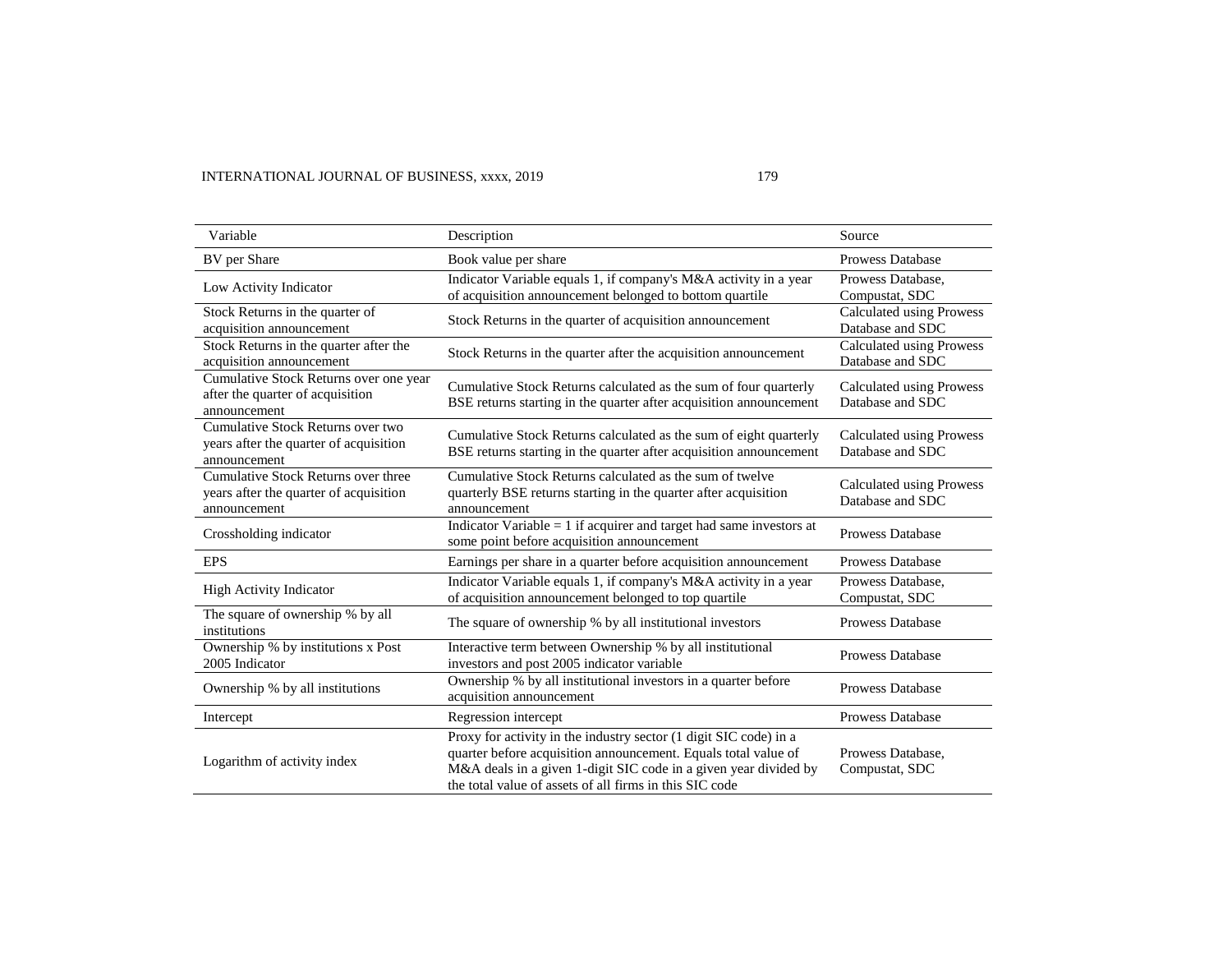| Variable | Description | Source |
|---|---|---|
| BV per Share | Book value per share | Prowess Database |
| Low Activity Indicator | Indicator Variable equals 1, if company's M&A activity in a year of acquisition announcement belonged to bottom quartile | Prowess Database, Compustat, SDC |
| Stock Returns in the quarter of acquisition announcement | Stock Returns in the quarter of acquisition announcement | Calculated using Prowess Database and SDC |
| Stock Returns in the quarter after the acquisition announcement | Stock Returns in the quarter after the acquisition announcement | Calculated using Prowess Database and SDC |
| Cumulative Stock Returns over one year after the quarter of acquisition announcement | Cumulative Stock Returns calculated as the sum of four quarterly BSE returns starting in the quarter after acquisition announcement | Calculated using Prowess Database and SDC |
| Cumulative Stock Returns over two years after the quarter of acquisition announcement | Cumulative Stock Returns calculated as the sum of eight quarterly BSE returns starting in the quarter after acquisition announcement | Calculated using Prowess Database and SDC |
| Cumulative Stock Returns over three years after the quarter of acquisition announcement | Cumulative Stock Returns calculated as the sum of twelve quarterly BSE returns starting in the quarter after acquisition announcement | Calculated using Prowess Database and SDC |
| Crossholding indicator | Indicator Variable = 1 if acquirer and target had same investors at some point before acquisition announcement | Prowess Database |
| EPS | Earnings per share in a quarter before acquisition announcement | Prowess Database |
| High Activity Indicator | Indicator Variable equals 1, if company's M&A activity in a year of acquisition announcement belonged to top quartile | Prowess Database, Compustat, SDC |
| The square of ownership % by all institutions | The square of ownership % by all institutional investors | Prowess Database |
| Ownership % by institutions x Post 2005 Indicator | Interactive term between Ownership % by all institutional investors and post 2005 indicator variable | Prowess Database |
| Ownership % by all institutions | Ownership % by all institutional investors in a quarter before acquisition announcement | Prowess Database |
| Intercept | Regression intercept | Prowess Database |
| Logarithm of activity index | Proxy for activity in the industry sector (1 digit SIC code) in a quarter before acquisition announcement. Equals total value of M&A deals in a given 1-digit SIC code in a given year divided by the total value of assets of all firms in this SIC code | Prowess Database, Compustat, SDC |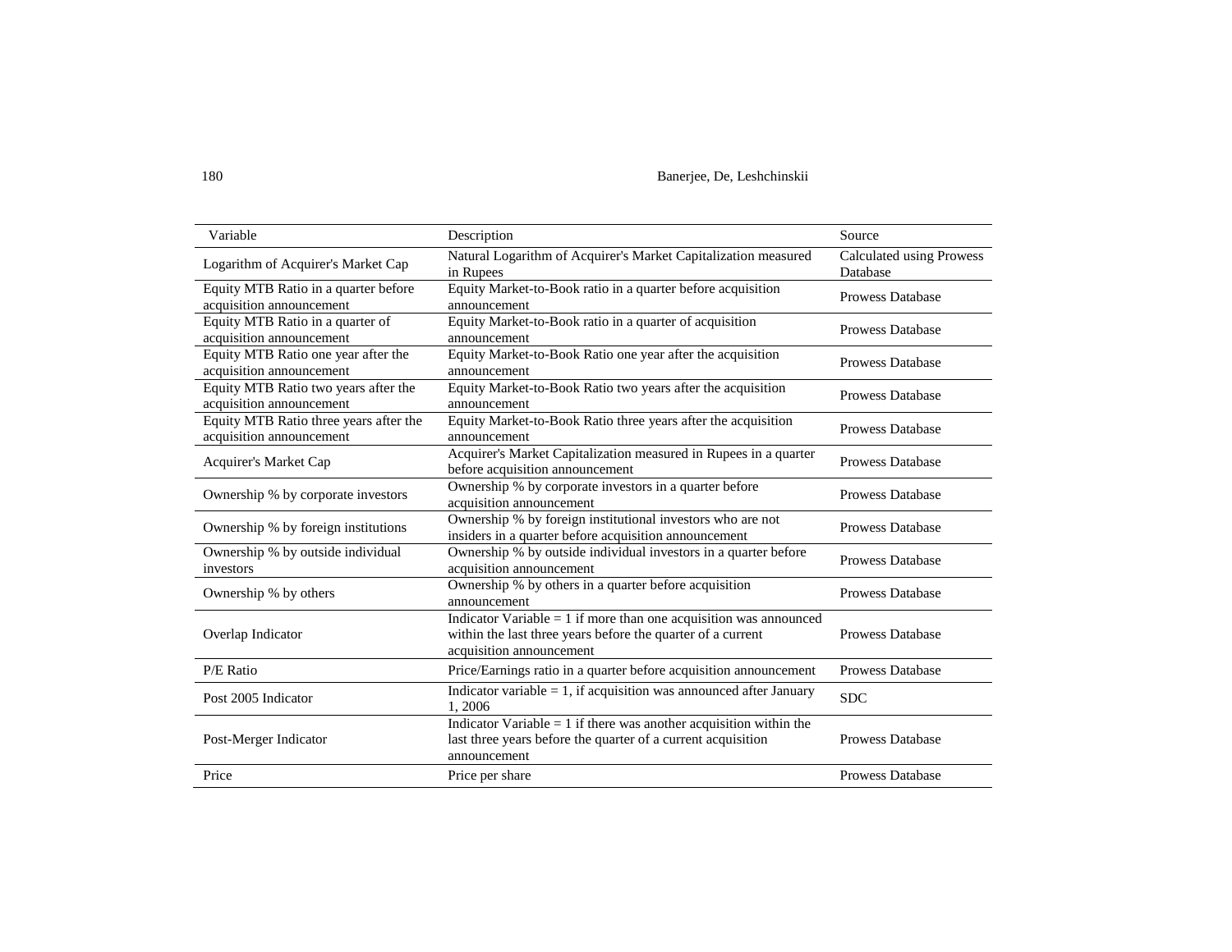| Variable | Description | Source |
|---|---|---|
| Logarithm of Acquirer's Market Cap | Natural Logarithm of Acquirer's Market Capitalization measured in Rupees | Calculated using Prowess Database |
| Equity MTB Ratio in a quarter before acquisition announcement | Equity Market-to-Book ratio in a quarter before acquisition announcement | Prowess Database |
| Equity MTB Ratio in a quarter of acquisition announcement | Equity Market-to-Book ratio in a quarter of acquisition announcement | Prowess Database |
| Equity MTB Ratio one year after the acquisition announcement | Equity Market-to-Book Ratio one year after the acquisition announcement | Prowess Database |
| Equity MTB Ratio two years after the acquisition announcement | Equity Market-to-Book Ratio two years after the acquisition announcement | Prowess Database |
| Equity MTB Ratio three years after the acquisition announcement | Equity Market-to-Book Ratio three years after the acquisition announcement | Prowess Database |
| Acquirer's Market Cap | Acquirer's Market Capitalization measured in Rupees in a quarter before acquisition announcement | Prowess Database |
| Ownership % by corporate investors | Ownership % by corporate investors in a quarter before acquisition announcement | Prowess Database |
| Ownership % by foreign institutions | Ownership % by foreign institutional investors who are not insiders in a quarter before acquisition announcement | Prowess Database |
| Ownership % by outside individual investors | Ownership % by outside individual investors in a quarter before acquisition announcement | Prowess Database |
| Ownership % by others | Ownership % by others in a quarter before acquisition announcement | Prowess Database |
| Overlap Indicator | Indicator Variable = 1 if more than one acquisition was announced within the last three years before the quarter of a current acquisition announcement | Prowess Database |
| P/E Ratio | Price/Earnings ratio in a quarter before acquisition announcement | Prowess Database |
| Post 2005 Indicator | Indicator variable = 1, if acquisition was announced after January 1, 2006 | SDC |
| Post-Merger Indicator | Indicator Variable = 1 if there was another acquisition within the last three years before the quarter of a current acquisition announcement | Prowess Database |
| Price | Price per share | Prowess Database |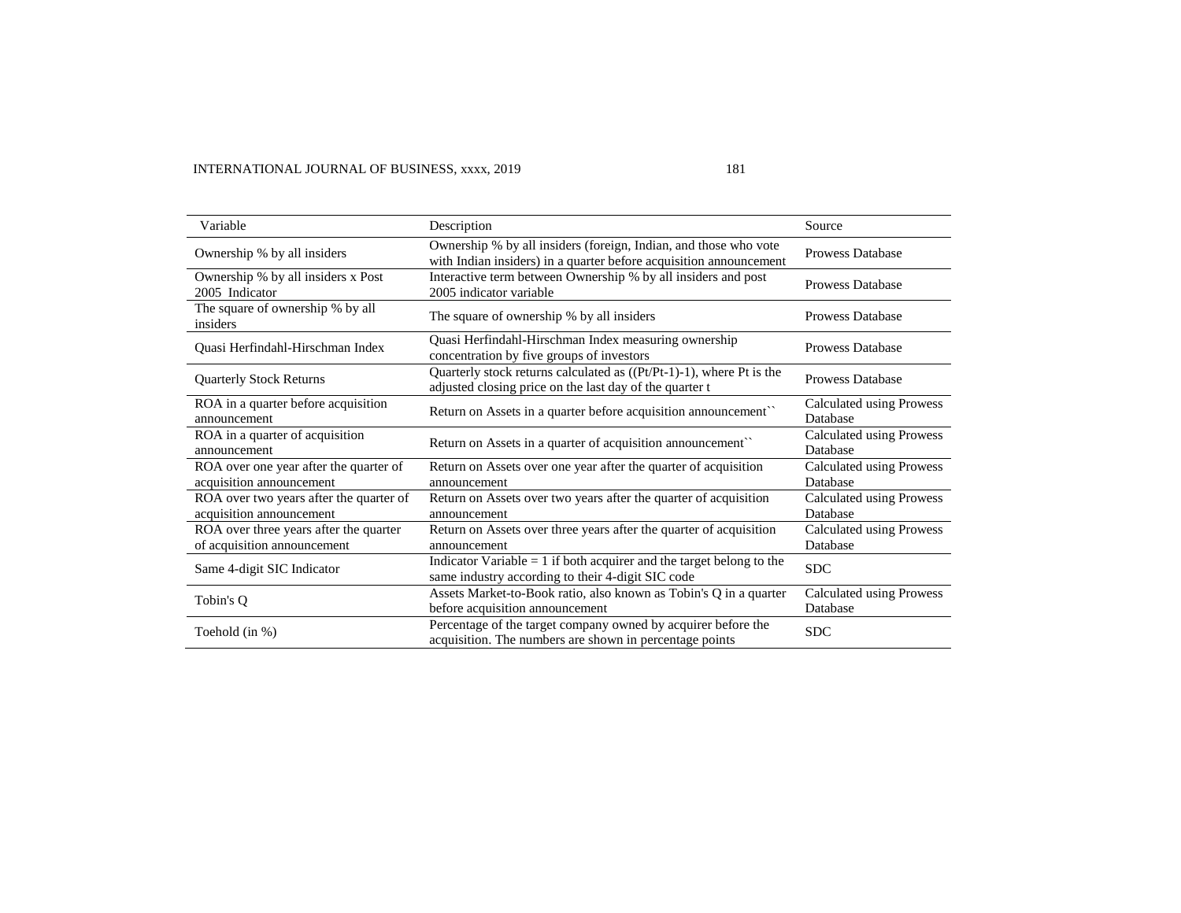| Variable | Description | Source |
|---|---|---|
| Ownership % by all insiders | Ownership % by all insiders (foreign, Indian, and those who vote with Indian insiders) in a quarter before acquisition announcement | Prowess Database |
| Ownership % by all insiders x Post 2005 Indicator | Interactive term between Ownership % by all insiders and post 2005 indicator variable | Prowess Database |
| The square of ownership % by all insiders | The square of ownership % by all insiders | Prowess Database |
| Quasi Herfindahl-Hirschman Index | Quasi Herfindahl-Hirschman Index measuring ownership concentration by five groups of investors | Prowess Database |
| Quarterly Stock Returns | Quarterly stock returns calculated as ((Pt/Pt-1)-1), where Pt is the adjusted closing price on the last day of the quarter t | Prowess Database |
| ROA in a quarter before acquisition announcement | Return on Assets in a quarter before acquisition announcement`` | Calculated using Prowess Database |
| ROA in a quarter of acquisition announcement | Return on Assets in a quarter of acquisition announcement`` | Calculated using Prowess Database |
| ROA over one year after the quarter of acquisition announcement | Return on Assets over one year after the quarter of acquisition announcement | Calculated using Prowess Database |
| ROA over two years after the quarter of acquisition announcement | Return on Assets over two years after the quarter of acquisition announcement | Calculated using Prowess Database |
| ROA over three years after the quarter of acquisition announcement | Return on Assets over three years after the quarter of acquisition announcement | Calculated using Prowess Database |
| Same 4-digit SIC Indicator | Indicator Variable = 1 if both acquirer and the target belong to the same industry according to their 4-digit SIC code | SDC |
| Tobin's Q | Assets Market-to-Book ratio, also known as Tobin's Q in a quarter before acquisition announcement | Calculated using Prowess Database |
| Toehold (in %) | Percentage of the target company owned by acquirer before the acquisition. The numbers are shown in percentage points | SDC |